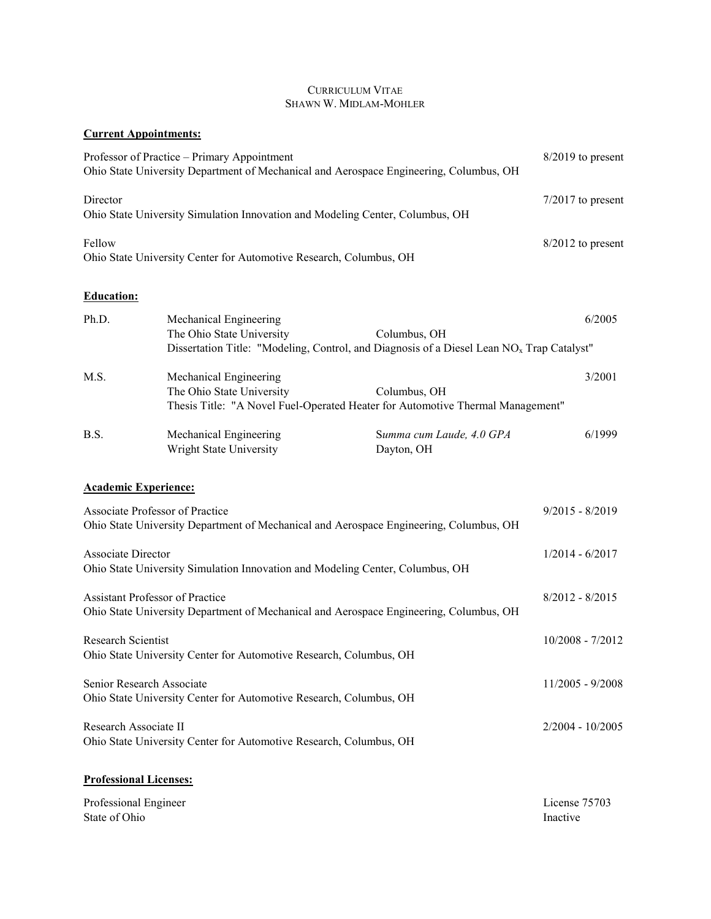# CURRICULUM VITAE
## SHAWN W. MIDLAM-MOHLER

**Current Appointments:**

Professor of Practice – Primary Appointment — 8/2019 to present
Ohio State University Department of Mechanical and Aerospace Engineering, Columbus, OH

Director — 7/2017 to present
Ohio State University Simulation Innovation and Modeling Center, Columbus, OH

Fellow — 8/2012 to present
Ohio State University Center for Automotive Research, Columbus, OH

**Education:**

Ph.D. — Mechanical Engineering — 6/2005
The Ohio State University — Columbus, OH
Dissertation Title: "Modeling, Control, and Diagnosis of a Diesel Lean $NO_x$ Trap Catalyst"

M.S. — Mechanical Engineering — 3/2001
The Ohio State University — Columbus, OH
Thesis Title: "A Novel Fuel-Operated Heater for Automotive Thermal Management"

B.S. — Mechanical Engineering — *Summa cum Laude, 4.0 GPA* — 6/1999
Wright State University — Dayton, OH

**Academic Experience:**

Associate Professor of Practice — 9/2015 - 8/2019
Ohio State University Department of Mechanical and Aerospace Engineering, Columbus, OH

Associate Director — 1/2014 - 6/2017
Ohio State University Simulation Innovation and Modeling Center, Columbus, OH

Assistant Professor of Practice — 8/2012 - 8/2015
Ohio State University Department of Mechanical and Aerospace Engineering, Columbus, OH

Research Scientist — 10/2008 - 7/2012
Ohio State University Center for Automotive Research, Columbus, OH

Senior Research Associate — 11/2005 - 9/2008
Ohio State University Center for Automotive Research, Columbus, OH

Research Associate II — 2/2004 - 10/2005
Ohio State University Center for Automotive Research, Columbus, OH

**Professional Licenses:**

Professional Engineer — License 75703
State of Ohio — Inactive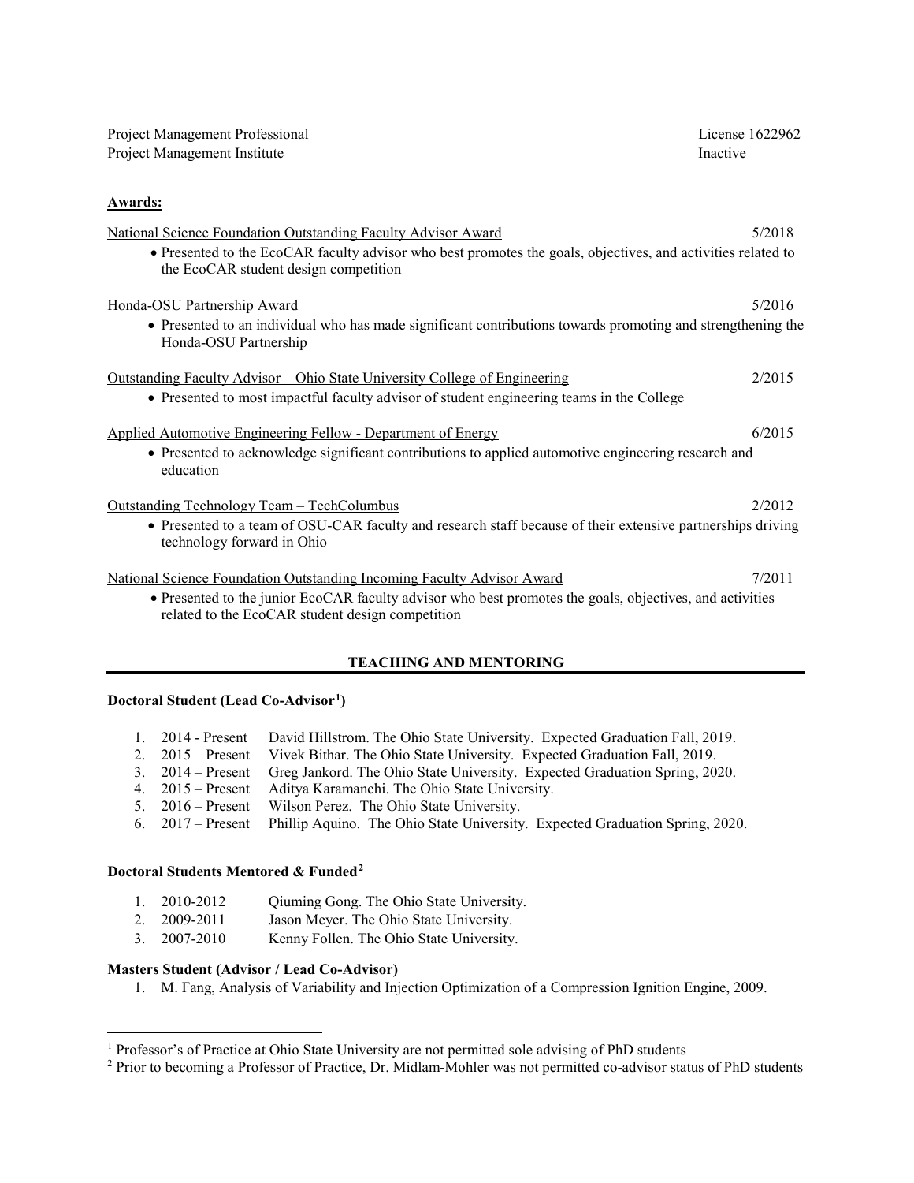Project Management Professional — License 1622962
Project Management Institute — Inactive

**Awards:**

National Science Foundation Outstanding Faculty Advisor Award — 5/2018

- Presented to the EcoCAR faculty advisor who best promotes the goals, objectives, and activities related to the EcoCAR student design competition

Honda-OSU Partnership Award — 5/2016

- Presented to an individual who has made significant contributions towards promoting and strengthening the Honda-OSU Partnership

Outstanding Faculty Advisor – Ohio State University College of Engineering — 2/2015

- Presented to most impactful faculty advisor of student engineering teams in the College

Applied Automotive Engineering Fellow - Department of Energy — 6/2015

- Presented to acknowledge significant contributions to applied automotive engineering research and education

Outstanding Technology Team – TechColumbus — 2/2012

- Presented to a team of OSU-CAR faculty and research staff because of their extensive partnerships driving technology forward in Ohio

National Science Foundation Outstanding Incoming Faculty Advisor Award — 7/2011

- Presented to the junior EcoCAR faculty advisor who best promotes the goals, objectives, and activities related to the EcoCAR student design competition

## TEACHING AND MENTORING

**Doctoral Student (Lead Co-Advisor[1])**

1. 2014 - Present David Hillstrom. The Ohio State University. Expected Graduation Fall, 2019.
2. 2015 – Present Vivek Bithar. The Ohio State University. Expected Graduation Fall, 2019.
3. 2014 – Present Greg Jankord. The Ohio State University. Expected Graduation Spring, 2020.
4. 2015 – Present Aditya Karamanchi. The Ohio State University.
5. 2016 – Present Wilson Perez. The Ohio State University.
6. 2017 – Present Phillip Aquino. The Ohio State University. Expected Graduation Spring, 2020.

**Doctoral Students Mentored & Funded[2]**

1. 2010-2012 Qiuming Gong. The Ohio State University.
2. 2009-2011 Jason Meyer. The Ohio State University.
3. 2007-2010 Kenny Follen. The Ohio State University.

**Masters Student (Advisor / Lead Co-Advisor)**

1. M. Fang, Analysis of Variability and Injection Optimization of a Compression Ignition Engine, 2009.

---

[1] Professor's of Practice at Ohio State University are not permitted sole advising of PhD students

[2] Prior to becoming a Professor of Practice, Dr. Midlam-Mohler was not permitted co-advisor status of PhD students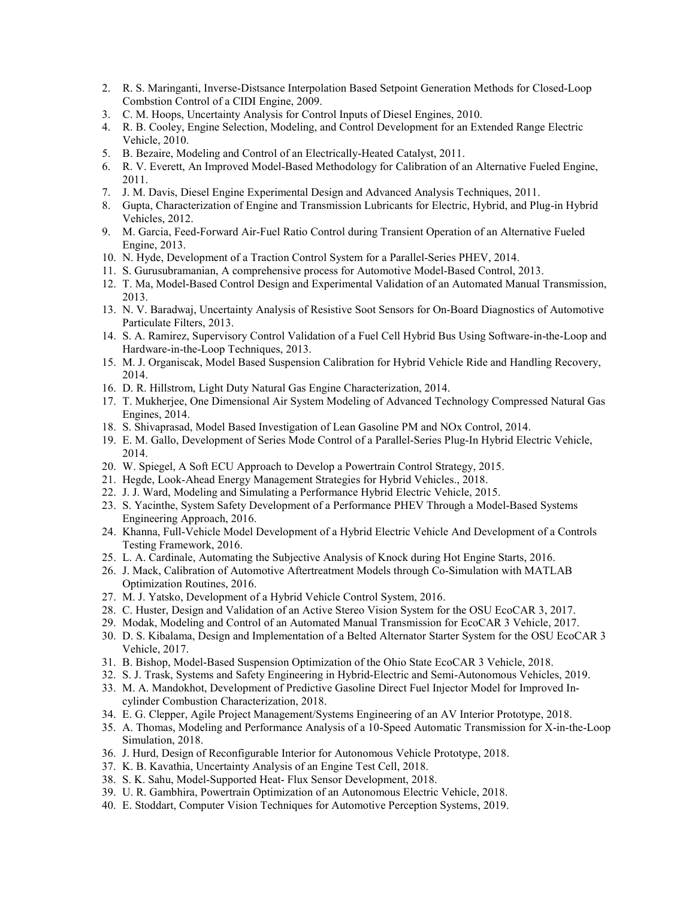2. R. S. Maringanti, Inverse-Distsance Interpolation Based Setpoint Generation Methods for Closed-Loop Combstion Control of a CIDI Engine, 2009.
3. C. M. Hoops, Uncertainty Analysis for Control Inputs of Diesel Engines, 2010.
4. R. B. Cooley, Engine Selection, Modeling, and Control Development for an Extended Range Electric Vehicle, 2010.
5. B. Bezaire, Modeling and Control of an Electrically-Heated Catalyst, 2011.
6. R. V. Everett, An Improved Model-Based Methodology for Calibration of an Alternative Fueled Engine, 2011.
7. J. M. Davis, Diesel Engine Experimental Design and Advanced Analysis Techniques, 2011.
8. Gupta, Characterization of Engine and Transmission Lubricants for Electric, Hybrid, and Plug-in Hybrid Vehicles, 2012.
9. M. Garcia, Feed-Forward Air-Fuel Ratio Control during Transient Operation of an Alternative Fueled Engine, 2013.
10. N. Hyde, Development of a Traction Control System for a Parallel-Series PHEV, 2014.
11. S. Gurusubramanian, A comprehensive process for Automotive Model-Based Control, 2013.
12. T. Ma, Model-Based Control Design and Experimental Validation of an Automated Manual Transmission, 2013.
13. N. V. Baradwaj, Uncertainty Analysis of Resistive Soot Sensors for On-Board Diagnostics of Automotive Particulate Filters, 2013.
14. S. A. Ramirez, Supervisory Control Validation of a Fuel Cell Hybrid Bus Using Software-in-the-Loop and Hardware-in-the-Loop Techniques, 2013.
15. M. J. Organiscak, Model Based Suspension Calibration for Hybrid Vehicle Ride and Handling Recovery, 2014.
16. D. R. Hillstrom, Light Duty Natural Gas Engine Characterization, 2014.
17. T. Mukherjee, One Dimensional Air System Modeling of Advanced Technology Compressed Natural Gas Engines, 2014.
18. S. Shivaprasad, Model Based Investigation of Lean Gasoline PM and NOx Control, 2014.
19. E. M. Gallo, Development of Series Mode Control of a Parallel-Series Plug-In Hybrid Electric Vehicle, 2014.
20. W. Spiegel, A Soft ECU Approach to Develop a Powertrain Control Strategy, 2015.
21. Hegde, Look-Ahead Energy Management Strategies for Hybrid Vehicles., 2018.
22. J. J. Ward, Modeling and Simulating a Performance Hybrid Electric Vehicle, 2015.
23. S. Yacinthe, System Safety Development of a Performance PHEV Through a Model-Based Systems Engineering Approach, 2016.
24. Khanna, Full-Vehicle Model Development of a Hybrid Electric Vehicle And Development of a Controls Testing Framework, 2016.
25. L. A. Cardinale, Automating the Subjective Analysis of Knock during Hot Engine Starts, 2016.
26. J. Mack, Calibration of Automotive Aftertreatment Models through Co-Simulation with MATLAB Optimization Routines, 2016.
27. M. J. Yatsko, Development of a Hybrid Vehicle Control System, 2016.
28. C. Huster, Design and Validation of an Active Stereo Vision System for the OSU EcoCAR 3, 2017.
29. Modak, Modeling and Control of an Automated Manual Transmission for EcoCAR 3 Vehicle, 2017.
30. D. S. Kibalama, Design and Implementation of a Belted Alternator Starter System for the OSU EcoCAR 3 Vehicle, 2017.
31. B. Bishop, Model-Based Suspension Optimization of the Ohio State EcoCAR 3 Vehicle, 2018.
32. S. J. Trask, Systems and Safety Engineering in Hybrid-Electric and Semi-Autonomous Vehicles, 2019.
33. M. A. Mandokhot, Development of Predictive Gasoline Direct Fuel Injector Model for Improved In-cylinder Combustion Characterization, 2018.
34. E. G. Clepper, Agile Project Management/Systems Engineering of an AV Interior Prototype, 2018.
35. A. Thomas, Modeling and Performance Analysis of a 10-Speed Automatic Transmission for X-in-the-Loop Simulation, 2018.
36. J. Hurd, Design of Reconfigurable Interior for Autonomous Vehicle Prototype, 2018.
37. K. B. Kavathia, Uncertainty Analysis of an Engine Test Cell, 2018.
38. S. K. Sahu, Model-Supported Heat- Flux Sensor Development, 2018.
39. U. R. Gambhira, Powertrain Optimization of an Autonomous Electric Vehicle, 2018.
40. E. Stoddart, Computer Vision Techniques for Automotive Perception Systems, 2019.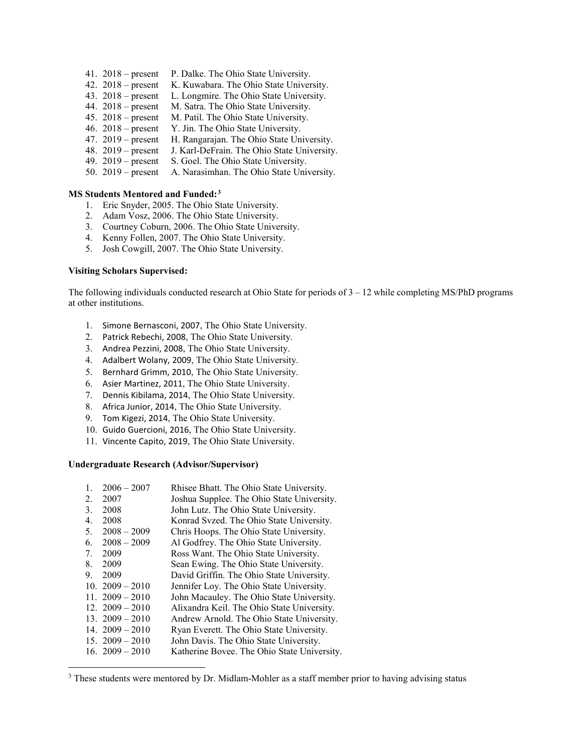41. 2018 – present P. Dalke. The Ohio State University.
42. 2018 – present K. Kuwabara. The Ohio State University.
43. 2018 – present L. Longmire. The Ohio State University.
44. 2018 – present M. Satra. The Ohio State University.
45. 2018 – present M. Patil. The Ohio State University.
46. 2018 – present Y. Jin. The Ohio State University.
47. 2019 – present H. Rangarajan. The Ohio State University.
48. 2019 – present J. Karl-DeFrain. The Ohio State University.
49. 2019 – present S. Goel. The Ohio State University.
50. 2019 – present A. Narasimhan. The Ohio State University.

**MS Students Mentored and Funded:**[3]

1. Eric Snyder, 2005. The Ohio State University.
2. Adam Vosz, 2006. The Ohio State University.
3. Courtney Coburn, 2006. The Ohio State University.
4. Kenny Follen, 2007. The Ohio State University.
5. Josh Cowgill, 2007. The Ohio State University.

**Visiting Scholars Supervised:**

The following individuals conducted research at Ohio State for periods of 3 – 12 while completing MS/PhD programs at other institutions.

1. Simone Bernasconi, 2007, The Ohio State University.
2. Patrick Rebechi, 2008, The Ohio State University.
3. Andrea Pezzini, 2008, The Ohio State University.
4. Adalbert Wolany, 2009, The Ohio State University.
5. Bernhard Grimm, 2010, The Ohio State University.
6. Asier Martinez, 2011, The Ohio State University.
7. Dennis Kibilama, 2014, The Ohio State University.
8. Africa Junior, 2014, The Ohio State University.
9. Tom Kigezi, 2014, The Ohio State University.
10. Guido Guercioni, 2016, The Ohio State University.
11. Vincente Capito, 2019, The Ohio State University.

**Undergraduate Research (Advisor/Supervisor)**

1. 2006 – 2007 Rhisee Bhatt. The Ohio State University.
2. 2007 Joshua Supplee. The Ohio State University.
3. 2008 John Lutz. The Ohio State University.
4. 2008 Konrad Svzed. The Ohio State University.
5. 2008 – 2009 Chris Hoops. The Ohio State University.
6. 2008 – 2009 Al Godfrey. The Ohio State University.
7. 2009 Ross Want. The Ohio State University.
8. 2009 Sean Ewing. The Ohio State University.
9. 2009 David Griffin. The Ohio State University.
10. 2009 – 2010 Jennifer Loy. The Ohio State University.
11. 2009 – 2010 John Macauley. The Ohio State University.
12. 2009 – 2010 Alixandra Keil. The Ohio State University.
13. 2009 – 2010 Andrew Arnold. The Ohio State University.
14. 2009 – 2010 Ryan Everett. The Ohio State University.
15. 2009 – 2010 John Davis. The Ohio State University.
16. 2009 – 2010 Katherine Bovee. The Ohio State University.

[3] These students were mentored by Dr. Midlam-Mohler as a staff member prior to having advising status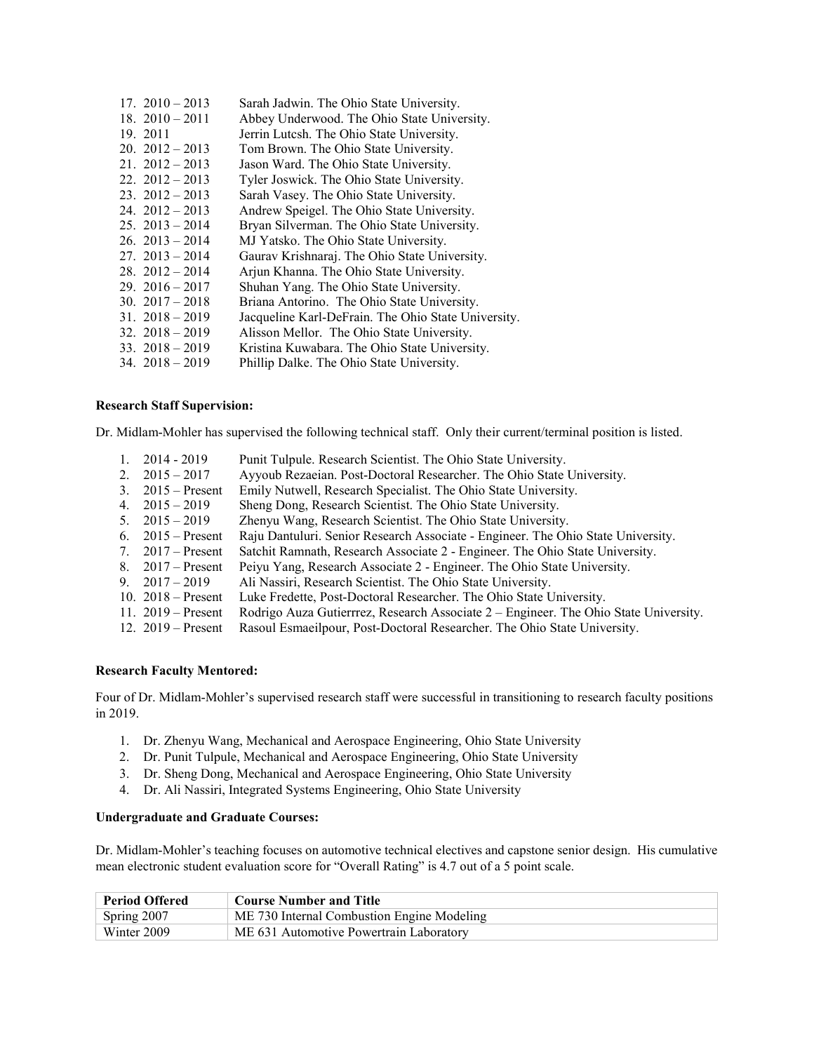17. 2010 – 2013 Sarah Jadwin. The Ohio State University.
18. 2010 – 2011 Abbey Underwood. The Ohio State University.
19. 2011 Jerrin Lutcsh. The Ohio State University.
20. 2012 – 2013 Tom Brown. The Ohio State University.
21. 2012 – 2013 Jason Ward. The Ohio State University.
22. 2012 – 2013 Tyler Joswick. The Ohio State University.
23. 2012 – 2013 Sarah Vasey. The Ohio State University.
24. 2012 – 2013 Andrew Speigel. The Ohio State University.
25. 2013 – 2014 Bryan Silverman. The Ohio State University.
26. 2013 – 2014 MJ Yatsko. The Ohio State University.
27. 2013 – 2014 Gaurav Krishnaraj. The Ohio State University.
28. 2012 – 2014 Arjun Khanna. The Ohio State University.
29. 2016 – 2017 Shuhan Yang. The Ohio State University.
30. 2017 – 2018 Briana Antorino. The Ohio State University.
31. 2018 – 2019 Jacqueline Karl-DeFrain. The Ohio State University.
32. 2018 – 2019 Alisson Mellor. The Ohio State University.
33. 2018 – 2019 Kristina Kuwabara. The Ohio State University.
34. 2018 – 2019 Phillip Dalke. The Ohio State University.

**Research Staff Supervision:**

Dr. Midlam-Mohler has supervised the following technical staff. Only their current/terminal position is listed.

1. 2014 - 2019 Punit Tulpule. Research Scientist. The Ohio State University.
2. 2015 – 2017 Ayyoub Rezaeian. Post-Doctoral Researcher. The Ohio State University.
3. 2015 – Present Emily Nutwell, Research Specialist. The Ohio State University.
4. 2015 – 2019 Sheng Dong, Research Scientist. The Ohio State University.
5. 2015 – 2019 Zhenyu Wang, Research Scientist. The Ohio State University.
6. 2015 – Present Raju Dantuluri. Senior Research Associate - Engineer. The Ohio State University.
7. 2017 – Present Satchit Ramnath, Research Associate 2 - Engineer. The Ohio State University.
8. 2017 – Present Peiyu Yang, Research Associate 2 - Engineer. The Ohio State University.
9. 2017 – 2019 Ali Nassiri, Research Scientist. The Ohio State University.
10. 2018 – Present Luke Fredette, Post-Doctoral Researcher. The Ohio State University.
11. 2019 – Present Rodrigo Auza Gutierrrez, Research Associate 2 – Engineer. The Ohio State University.
12. 2019 – Present Rasoul Esmaeilpour, Post-Doctoral Researcher. The Ohio State University.

**Research Faculty Mentored:**

Four of Dr. Midlam-Mohler's supervised research staff were successful in transitioning to research faculty positions in 2019.

1. Dr. Zhenyu Wang, Mechanical and Aerospace Engineering, Ohio State University
2. Dr. Punit Tulpule, Mechanical and Aerospace Engineering, Ohio State University
3. Dr. Sheng Dong, Mechanical and Aerospace Engineering, Ohio State University
4. Dr. Ali Nassiri, Integrated Systems Engineering, Ohio State University

**Undergraduate and Graduate Courses:**

Dr. Midlam-Mohler's teaching focuses on automotive technical electives and capstone senior design. His cumulative mean electronic student evaluation score for "Overall Rating" is 4.7 out of a 5 point scale.

| Period Offered | Course Number and Title |
|---|---|
| Spring 2007 | ME 730 Internal Combustion Engine Modeling |
| Winter 2009 | ME 631 Automotive Powertrain Laboratory |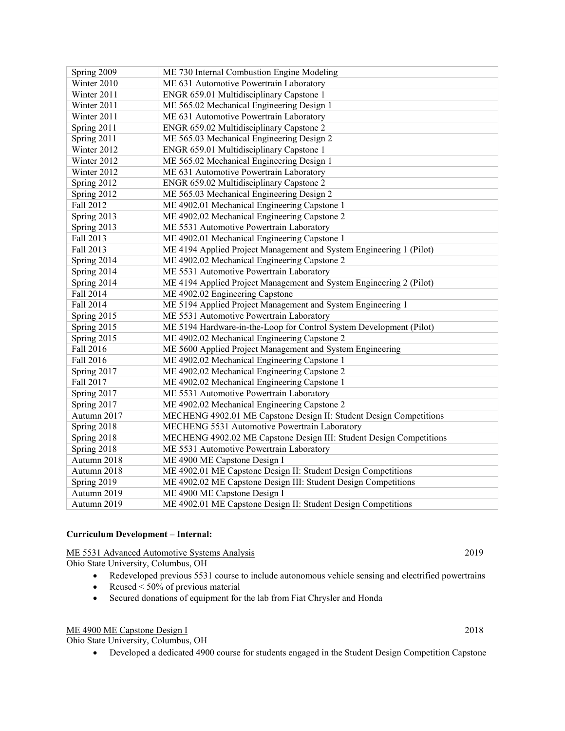| Spring 2009 | ME 730 Internal Combustion Engine Modeling |
|---|---|
| Winter 2010 | ME 631 Automotive Powertrain Laboratory |
| Winter 2011 | ENGR 659.01 Multidisciplinary Capstone 1 |
| Winter 2011 | ME 565.02 Mechanical Engineering Design 1 |
| Winter 2011 | ME 631 Automotive Powertrain Laboratory |
| Spring 2011 | ENGR 659.02 Multidisciplinary Capstone 2 |
| Spring 2011 | ME 565.03 Mechanical Engineering Design 2 |
| Winter 2012 | ENGR 659.01 Multidisciplinary Capstone 1 |
| Winter 2012 | ME 565.02 Mechanical Engineering Design 1 |
| Winter 2012 | ME 631 Automotive Powertrain Laboratory |
| Spring 2012 | ENGR 659.02 Multidisciplinary Capstone 2 |
| Spring 2012 | ME 565.03 Mechanical Engineering Design 2 |
| Fall 2012 | ME 4902.01 Mechanical Engineering Capstone 1 |
| Spring 2013 | ME 4902.02 Mechanical Engineering Capstone 2 |
| Spring 2013 | ME 5531 Automotive Powertrain Laboratory |
| Fall 2013 | ME 4902.01 Mechanical Engineering Capstone 1 |
| Fall 2013 | ME 4194 Applied Project Management and System Engineering 1 (Pilot) |
| Spring 2014 | ME 4902.02 Mechanical Engineering Capstone 2 |
| Spring 2014 | ME 5531 Automotive Powertrain Laboratory |
| Spring 2014 | ME 4194 Applied Project Management and System Engineering 2 (Pilot) |
| Fall 2014 | ME 4902.02 Engineering Capstone |
| Fall 2014 | ME 5194 Applied Project Management and System Engineering 1 |
| Spring 2015 | ME 5531 Automotive Powertrain Laboratory |
| Spring 2015 | ME 5194 Hardware-in-the-Loop for Control System Development (Pilot) |
| Spring 2015 | ME 4902.02 Mechanical Engineering Capstone 2 |
| Fall 2016 | ME 5600 Applied Project Management and System Engineering |
| Fall 2016 | ME 4902.02 Mechanical Engineering Capstone 1 |
| Spring 2017 | ME 4902.02 Mechanical Engineering Capstone 2 |
| Fall 2017 | ME 4902.02 Mechanical Engineering Capstone 1 |
| Spring 2017 | ME 5531 Automotive Powertrain Laboratory |
| Spring 2017 | ME 4902.02 Mechanical Engineering Capstone 2 |
| Autumn 2017 | MECHENG 4902.01 ME Capstone Design II: Student Design Competitions |
| Spring 2018 | MECHENG 5531 Automotive Powertrain Laboratory |
| Spring 2018 | MECHENG 4902.02 ME Capstone Design III: Student Design Competitions |
| Spring 2018 | ME 5531 Automotive Powertrain Laboratory |
| Autumn 2018 | ME 4900 ME Capstone Design I |
| Autumn 2018 | ME 4902.01 ME Capstone Design II: Student Design Competitions |
| Spring 2019 | ME 4902.02 ME Capstone Design III: Student Design Competitions |
| Autumn 2019 | ME 4900 ME Capstone Design I |
| Autumn 2019 | ME 4902.01 ME Capstone Design II: Student Design Competitions |

**Curriculum Development – Internal:**

ME 5531 Advanced Automotive Systems Analysis — 2019

Ohio State University, Columbus, OH

- Redeveloped previous 5531 course to include autonomous vehicle sensing and electrified powertrains
- Reused < 50% of previous material
- Secured donations of equipment for the lab from Fiat Chrysler and Honda

ME 4900 ME Capstone Design I — 2018

Ohio State University, Columbus, OH

- Developed a dedicated 4900 course for students engaged in the Student Design Competition Capstone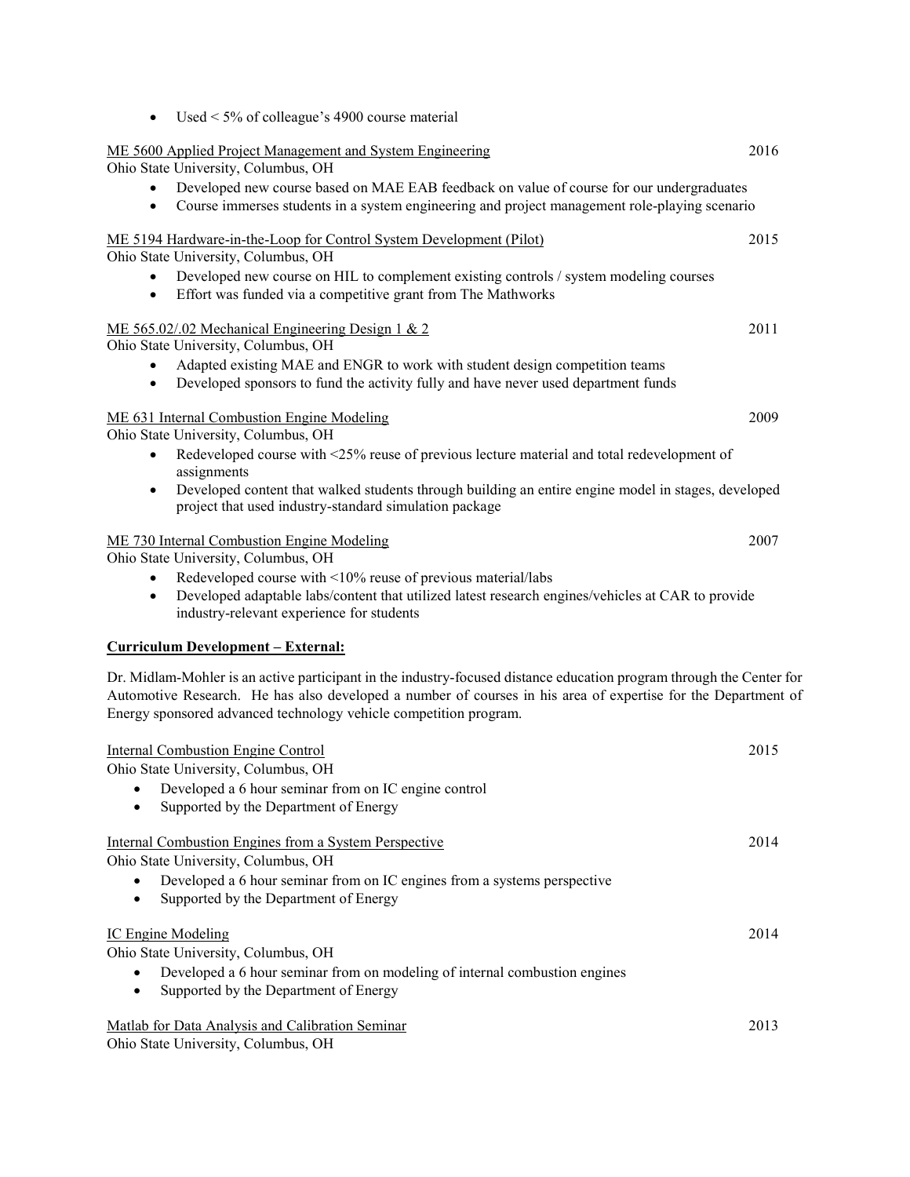- Used < 5% of colleague's 4900 course material

ME 5600 Applied Project Management and System Engineering — 2016
Ohio State University, Columbus, OH

- Developed new course based on MAE EAB feedback on value of course for our undergraduates
- Course immerses students in a system engineering and project management role-playing scenario

ME 5194 Hardware-in-the-Loop for Control System Development (Pilot) — 2015
Ohio State University, Columbus, OH

- Developed new course on HIL to complement existing controls / system modeling courses
- Effort was funded via a competitive grant from The Mathworks

ME 565.02/.02 Mechanical Engineering Design 1 & 2 — 2011
Ohio State University, Columbus, OH

- Adapted existing MAE and ENGR to work with student design competition teams
- Developed sponsors to fund the activity fully and have never used department funds

ME 631 Internal Combustion Engine Modeling — 2009
Ohio State University, Columbus, OH

- Redeveloped course with <25% reuse of previous lecture material and total redevelopment of assignments
- Developed content that walked students through building an entire engine model in stages, developed project that used industry-standard simulation package

ME 730 Internal Combustion Engine Modeling — 2007
Ohio State University, Columbus, OH

- Redeveloped course with <10% reuse of previous material/labs
- Developed adaptable labs/content that utilized latest research engines/vehicles at CAR to provide industry-relevant experience for students

**Curriculum Development – External:**

Dr. Midlam-Mohler is an active participant in the industry-focused distance education program through the Center for Automotive Research. He has also developed a number of courses in his area of expertise for the Department of Energy sponsored advanced technology vehicle competition program.

Internal Combustion Engine Control — 2015
Ohio State University, Columbus, OH

- Developed a 6 hour seminar from on IC engine control
- Supported by the Department of Energy

Internal Combustion Engines from a System Perspective — 2014
Ohio State University, Columbus, OH

- Developed a 6 hour seminar from on IC engines from a systems perspective
- Supported by the Department of Energy

IC Engine Modeling — 2014
Ohio State University, Columbus, OH

- Developed a 6 hour seminar from on modeling of internal combustion engines
- Supported by the Department of Energy

Matlab for Data Analysis and Calibration Seminar — 2013
Ohio State University, Columbus, OH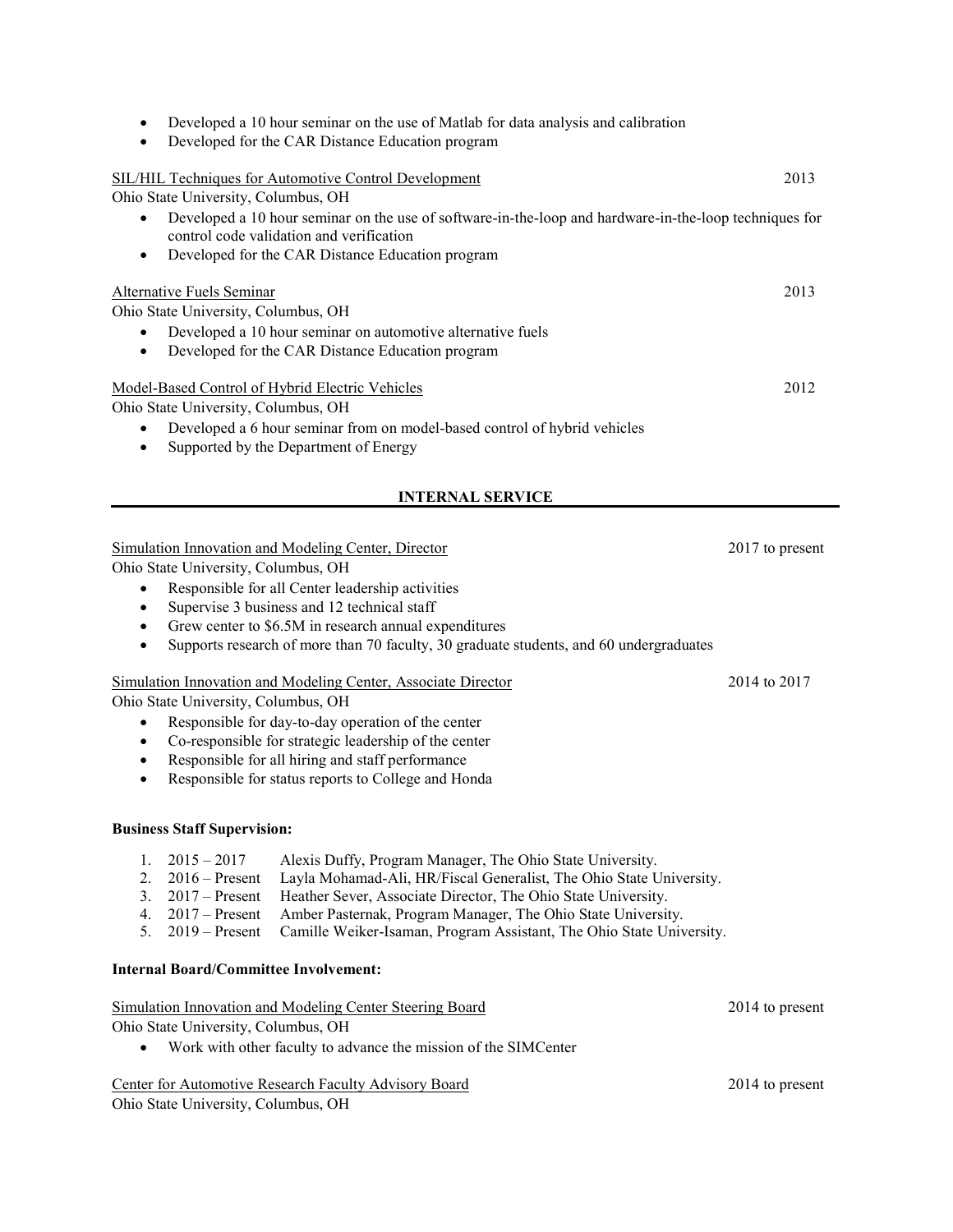- Developed a 10 hour seminar on the use of Matlab for data analysis and calibration
- Developed for the CAR Distance Education program

SIL/HIL Techniques for Automotive Control Development — 2013
Ohio State University, Columbus, OH

- Developed a 10 hour seminar on the use of software-in-the-loop and hardware-in-the-loop techniques for control code validation and verification
- Developed for the CAR Distance Education program

Alternative Fuels Seminar — 2013
Ohio State University, Columbus, OH

- Developed a 10 hour seminar on automotive alternative fuels
- Developed for the CAR Distance Education program

Model-Based Control of Hybrid Electric Vehicles — 2012
Ohio State University, Columbus, OH

- Developed a 6 hour seminar from on model-based control of hybrid vehicles
- Supported by the Department of Energy

## INTERNAL SERVICE

Simulation Innovation and Modeling Center, Director — 2017 to present
Ohio State University, Columbus, OH

- Responsible for all Center leadership activities
- Supervise 3 business and 12 technical staff
- Grew center to $6.5M in research annual expenditures
- Supports research of more than 70 faculty, 30 graduate students, and 60 undergraduates

Simulation Innovation and Modeling Center, Associate Director — 2014 to 2017
Ohio State University, Columbus, OH

- Responsible for day-to-day operation of the center
- Co-responsible for strategic leadership of the center
- Responsible for all hiring and staff performance
- Responsible for status reports to College and Honda

**Business Staff Supervision:**

1. 2015 – 2017 Alexis Duffy, Program Manager, The Ohio State University.
2. 2016 – Present Layla Mohamad-Ali, HR/Fiscal Generalist, The Ohio State University.
3. 2017 – Present Heather Sever, Associate Director, The Ohio State University.
4. 2017 – Present Amber Pasternak, Program Manager, The Ohio State University.
5. 2019 – Present Camille Weiker-Isaman, Program Assistant, The Ohio State University.

**Internal Board/Committee Involvement:**

Simulation Innovation and Modeling Center Steering Board — 2014 to present
Ohio State University, Columbus, OH

- Work with other faculty to advance the mission of the SIMCenter

Center for Automotive Research Faculty Advisory Board — 2014 to present
Ohio State University, Columbus, OH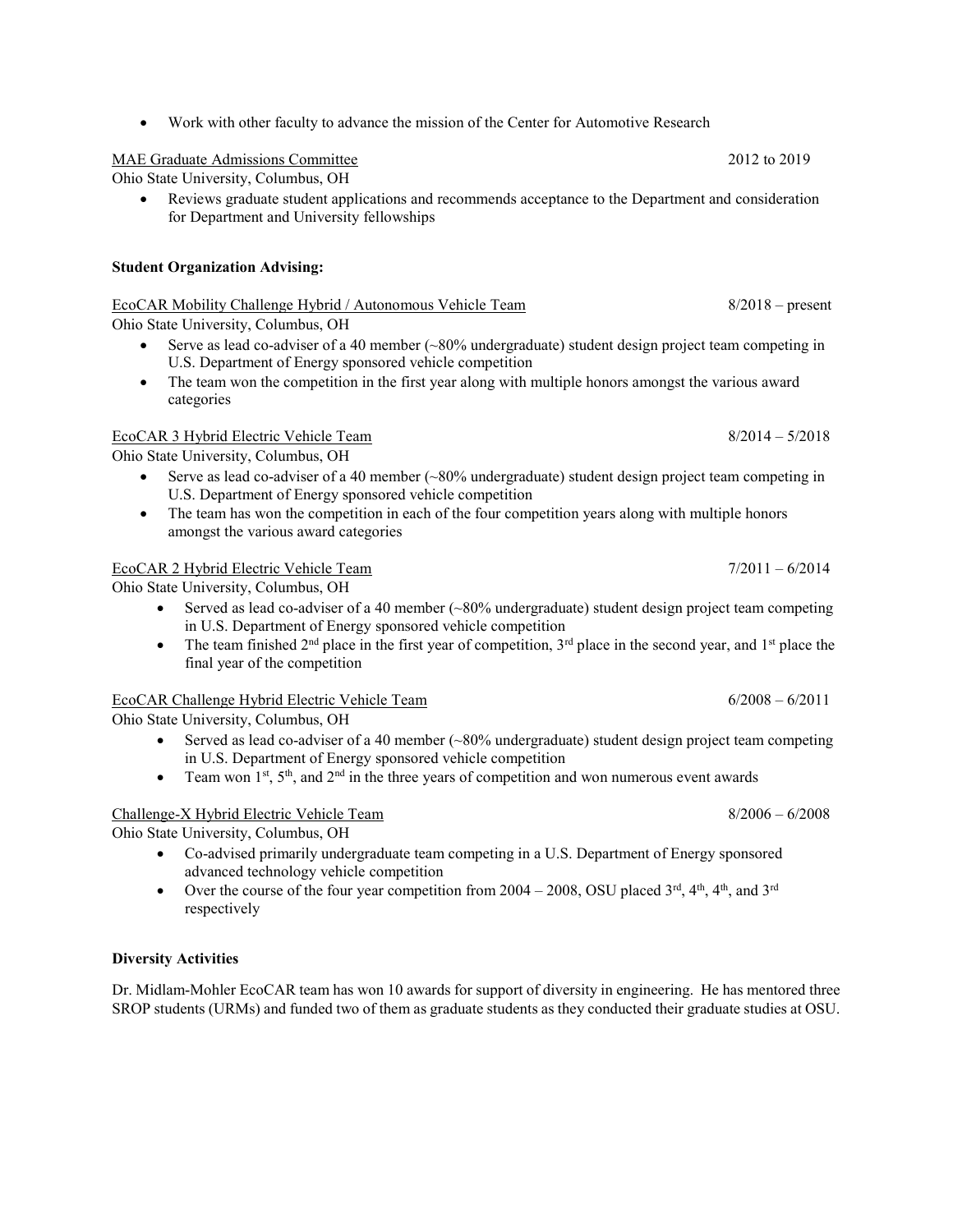- Work with other faculty to advance the mission of the Center for Automotive Research

MAE Graduate Admissions Committee — 2012 to 2019
Ohio State University, Columbus, OH

- Reviews graduate student applications and recommends acceptance to the Department and consideration for Department and University fellowships

**Student Organization Advising:**

EcoCAR Mobility Challenge Hybrid / Autonomous Vehicle Team — 8/2018 – present
Ohio State University, Columbus, OH

- Serve as lead co-adviser of a 40 member (~80% undergraduate) student design project team competing in U.S. Department of Energy sponsored vehicle competition
- The team won the competition in the first year along with multiple honors amongst the various award categories

EcoCAR 3 Hybrid Electric Vehicle Team — 8/2014 – 5/2018
Ohio State University, Columbus, OH

- Serve as lead co-adviser of a 40 member (~80% undergraduate) student design project team competing in U.S. Department of Energy sponsored vehicle competition
- The team has won the competition in each of the four competition years along with multiple honors amongst the various award categories

EcoCAR 2 Hybrid Electric Vehicle Team — 7/2011 – 6/2014
Ohio State University, Columbus, OH

- Served as lead co-adviser of a 40 member (~80% undergraduate) student design project team competing in U.S. Department of Energy sponsored vehicle competition
- The team finished 2nd place in the first year of competition, 3rd place in the second year, and 1st place the final year of the competition

EcoCAR Challenge Hybrid Electric Vehicle Team — 6/2008 – 6/2011
Ohio State University, Columbus, OH

- Served as lead co-adviser of a 40 member (~80% undergraduate) student design project team competing in U.S. Department of Energy sponsored vehicle competition
- Team won 1st, 5th, and 2nd in the three years of competition and won numerous event awards

Challenge-X Hybrid Electric Vehicle Team — 8/2006 – 6/2008
Ohio State University, Columbus, OH

- Co-advised primarily undergraduate team competing in a U.S. Department of Energy sponsored advanced technology vehicle competition
- Over the course of the four year competition from 2004 – 2008, OSU placed 3rd, 4th, 4th, and 3rd respectively

**Diversity Activities**

Dr. Midlam-Mohler EcoCAR team has won 10 awards for support of diversity in engineering. He has mentored three SROP students (URMs) and funded two of them as graduate students as they conducted their graduate studies at OSU.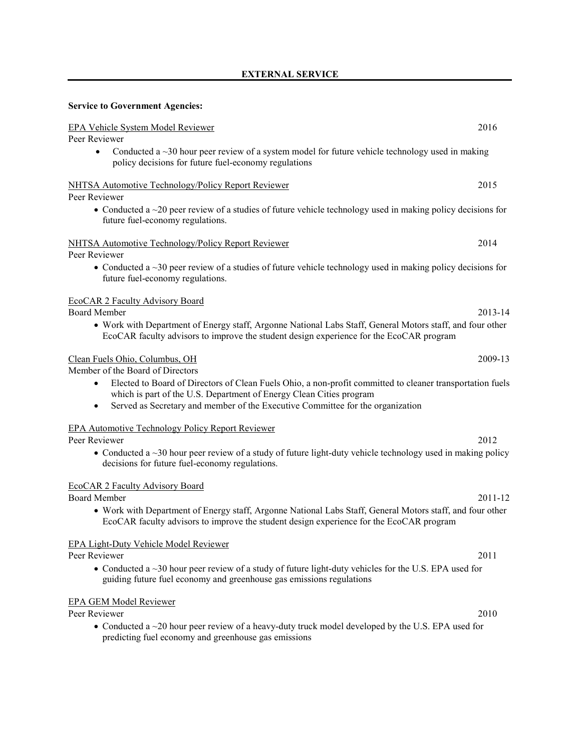## EXTERNAL SERVICE

**Service to Government Agencies:**

EPA Vehicle System Model Reviewer — 2016

Peer Reviewer

- Conducted a ~30 hour peer review of a system model for future vehicle technology used in making policy decisions for future fuel-economy regulations

NHTSA Automotive Technology/Policy Report Reviewer — 2015

Peer Reviewer

- Conducted a ~20 peer review of a studies of future vehicle technology used in making policy decisions for future fuel-economy regulations.

NHTSA Automotive Technology/Policy Report Reviewer — 2014

Peer Reviewer

- Conducted a ~30 peer review of a studies of future vehicle technology used in making policy decisions for future fuel-economy regulations.

EcoCAR 2 Faculty Advisory Board

Board Member — 2013-14

- Work with Department of Energy staff, Argonne National Labs Staff, General Motors staff, and four other EcoCAR faculty advisors to improve the student design experience for the EcoCAR program

Clean Fuels Ohio, Columbus, OH — 2009-13

Member of the Board of Directors

- Elected to Board of Directors of Clean Fuels Ohio, a non-profit committed to cleaner transportation fuels which is part of the U.S. Department of Energy Clean Cities program
- Served as Secretary and member of the Executive Committee for the organization

EPA Automotive Technology Policy Report Reviewer

Peer Reviewer — 2012

- Conducted a ~30 hour peer review of a study of future light-duty vehicle technology used in making policy decisions for future fuel-economy regulations.

EcoCAR 2 Faculty Advisory Board

Board Member — 2011-12

- Work with Department of Energy staff, Argonne National Labs Staff, General Motors staff, and four other EcoCAR faculty advisors to improve the student design experience for the EcoCAR program

EPA Light-Duty Vehicle Model Reviewer

Peer Reviewer — 2011

- Conducted a ~30 hour peer review of a study of future light-duty vehicles for the U.S. EPA used for guiding future fuel economy and greenhouse gas emissions regulations

EPA GEM Model Reviewer

Peer Reviewer — 2010

- Conducted a ~20 hour peer review of a heavy-duty truck model developed by the U.S. EPA used for predicting fuel economy and greenhouse gas emissions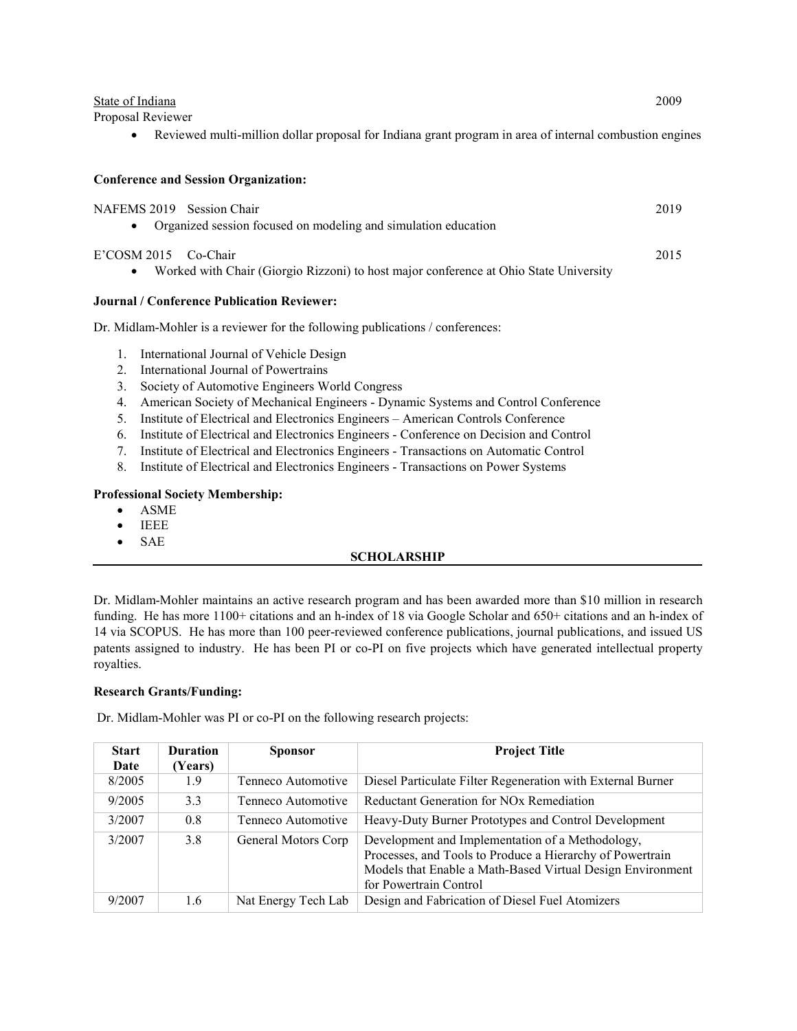State of Indiana 2009

Proposal Reviewer

- Reviewed multi-million dollar proposal for Indiana grant program in area of internal combustion engines

**Conference and Session Organization:**

NAFEMS 2019 Session Chair 2019

- Organized session focused on modeling and simulation education

E'COSM 2015 Co-Chair 2015

- Worked with Chair (Giorgio Rizzoni) to host major conference at Ohio State University

**Journal / Conference Publication Reviewer:**

Dr. Midlam-Mohler is a reviewer for the following publications / conferences:

1. International Journal of Vehicle Design
2. International Journal of Powertrains
3. Society of Automotive Engineers World Congress
4. American Society of Mechanical Engineers - Dynamic Systems and Control Conference
5. Institute of Electrical and Electronics Engineers – American Controls Conference
6. Institute of Electrical and Electronics Engineers - Conference on Decision and Control
7. Institute of Electrical and Electronics Engineers - Transactions on Automatic Control
8. Institute of Electrical and Electronics Engineers - Transactions on Power Systems

**Professional Society Membership:**

- ASME
- IEEE
- SAE

## SCHOLARSHIP

Dr. Midlam-Mohler maintains an active research program and has been awarded more than $10 million in research funding. He has more 1100+ citations and an h-index of 18 via Google Scholar and 650+ citations and an h-index of 14 via SCOPUS. He has more than 100 peer-reviewed conference publications, journal publications, and issued US patents assigned to industry. He has been PI or co-PI on five projects which have generated intellectual property royalties.

**Research Grants/Funding:**

Dr. Midlam-Mohler was PI or co-PI on the following research projects:

| Start Date | Duration (Years) | Sponsor | Project Title |
|---|---|---|---|
| 8/2005 | 1.9 | Tenneco Automotive | Diesel Particulate Filter Regeneration with External Burner |
| 9/2005 | 3.3 | Tenneco Automotive | Reductant Generation for NOx Remediation |
| 3/2007 | 0.8 | Tenneco Automotive | Heavy-Duty Burner Prototypes and Control Development |
| 3/2007 | 3.8 | General Motors Corp | Development and Implementation of a Methodology, Processes, and Tools to Produce a Hierarchy of Powertrain Models that Enable a Math-Based Virtual Design Environment for Powertrain Control |
| 9/2007 | 1.6 | Nat Energy Tech Lab | Design and Fabrication of Diesel Fuel Atomizers |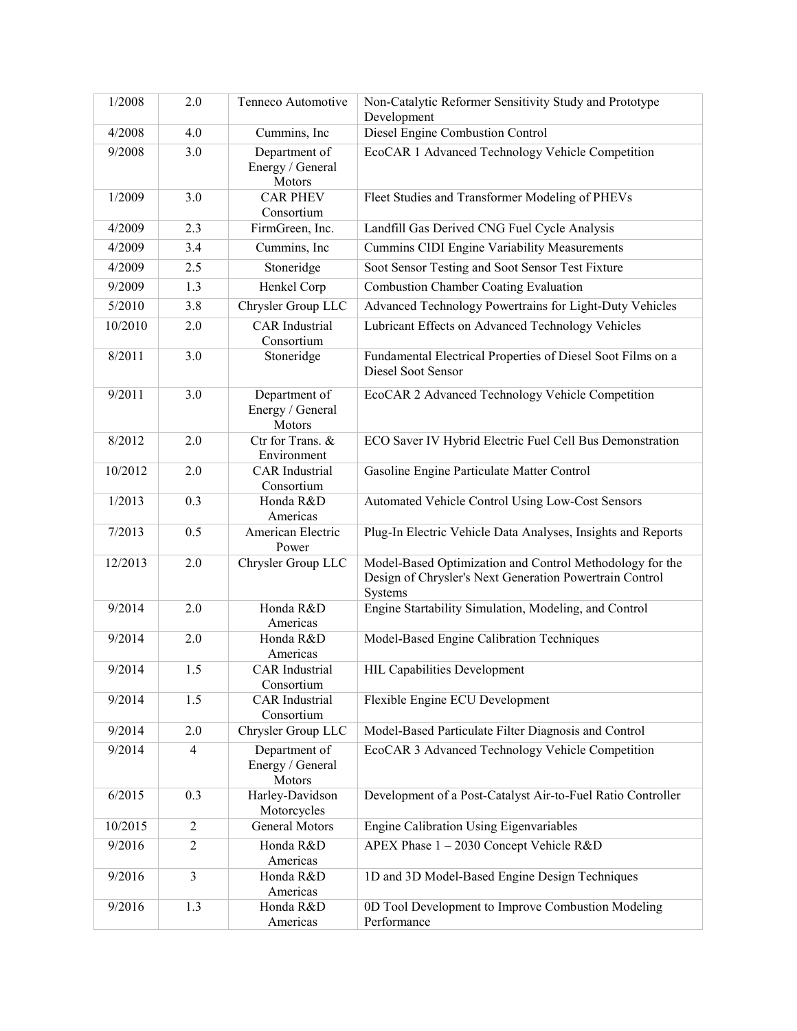| 1/2008 | 2.0 | Tenneco Automotive | Non-Catalytic Reformer Sensitivity Study and Prototype Development |
|---|---|---|---|
| 4/2008 | 4.0 | Cummins, Inc | Diesel Engine Combustion Control |
| 9/2008 | 3.0 | Department of Energy / General Motors | EcoCAR 1 Advanced Technology Vehicle Competition |
| 1/2009 | 3.0 | CAR PHEV Consortium | Fleet Studies and Transformer Modeling of PHEVs |
| 4/2009 | 2.3 | FirmGreen, Inc. | Landfill Gas Derived CNG Fuel Cycle Analysis |
| 4/2009 | 3.4 | Cummins, Inc | Cummins CIDI Engine Variability Measurements |
| 4/2009 | 2.5 | Stoneridge | Soot Sensor Testing and Soot Sensor Test Fixture |
| 9/2009 | 1.3 | Henkel Corp | Combustion Chamber Coating Evaluation |
| 5/2010 | 3.8 | Chrysler Group LLC | Advanced Technology Powertrains for Light-Duty Vehicles |
| 10/2010 | 2.0 | CAR Industrial Consortium | Lubricant Effects on Advanced Technology Vehicles |
| 8/2011 | 3.0 | Stoneridge | Fundamental Electrical Properties of Diesel Soot Films on a Diesel Soot Sensor |
| 9/2011 | 3.0 | Department of Energy / General Motors | EcoCAR 2 Advanced Technology Vehicle Competition |
| 8/2012 | 2.0 | Ctr for Trans. & Environment | ECO Saver IV Hybrid Electric Fuel Cell Bus Demonstration |
| 10/2012 | 2.0 | CAR Industrial Consortium | Gasoline Engine Particulate Matter Control |
| 1/2013 | 0.3 | Honda R&D Americas | Automated Vehicle Control Using Low-Cost Sensors |
| 7/2013 | 0.5 | American Electric Power | Plug-In Electric Vehicle Data Analyses, Insights and Reports |
| 12/2013 | 2.0 | Chrysler Group LLC | Model-Based Optimization and Control Methodology for the Design of Chrysler's Next Generation Powertrain Control Systems |
| 9/2014 | 2.0 | Honda R&D Americas | Engine Startability Simulation, Modeling, and Control |
| 9/2014 | 2.0 | Honda R&D Americas | Model-Based Engine Calibration Techniques |
| 9/2014 | 1.5 | CAR Industrial Consortium | HIL Capabilities Development |
| 9/2014 | 1.5 | CAR Industrial Consortium | Flexible Engine ECU Development |
| 9/2014 | 2.0 | Chrysler Group LLC | Model-Based Particulate Filter Diagnosis and Control |
| 9/2014 | 4 | Department of Energy / General Motors | EcoCAR 3 Advanced Technology Vehicle Competition |
| 6/2015 | 0.3 | Harley-Davidson Motorcycles | Development of a Post-Catalyst Air-to-Fuel Ratio Controller |
| 10/2015 | 2 | General Motors | Engine Calibration Using Eigenvariables |
| 9/2016 | 2 | Honda R&D Americas | APEX Phase 1 – 2030 Concept Vehicle R&D |
| 9/2016 | 3 | Honda R&D Americas | 1D and 3D Model-Based Engine Design Techniques |
| 9/2016 | 1.3 | Honda R&D Americas | 0D Tool Development to Improve Combustion Modeling Performance |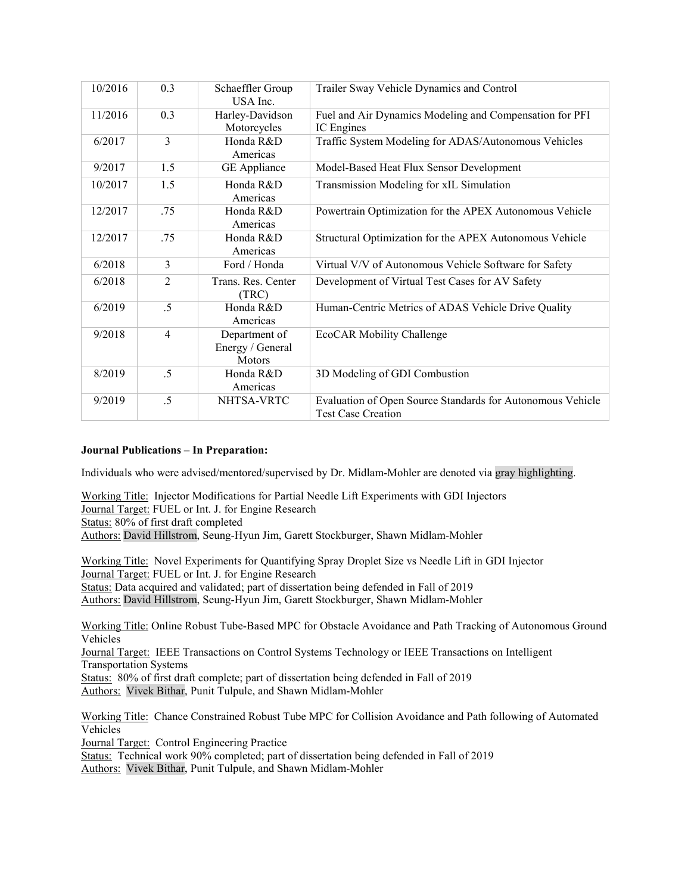| 10/2016 | 0.3 | Schaeffler Group USA Inc. | Trailer Sway Vehicle Dynamics and Control |
|---|---|---|---|
| 11/2016 | 0.3 | Harley-Davidson Motorcycles | Fuel and Air Dynamics Modeling and Compensation for PFI IC Engines |
| 6/2017 | 3 | Honda R&D Americas | Traffic System Modeling for ADAS/Autonomous Vehicles |
| 9/2017 | 1.5 | GE Appliance | Model-Based Heat Flux Sensor Development |
| 10/2017 | 1.5 | Honda R&D Americas | Transmission Modeling for xIL Simulation |
| 12/2017 | .75 | Honda R&D Americas | Powertrain Optimization for the APEX Autonomous Vehicle |
| 12/2017 | .75 | Honda R&D Americas | Structural Optimization for the APEX Autonomous Vehicle |
| 6/2018 | 3 | Ford / Honda | Virtual V/V of Autonomous Vehicle Software for Safety |
| 6/2018 | 2 | Trans. Res. Center (TRC) | Development of Virtual Test Cases for AV Safety |
| 6/2019 | .5 | Honda R&D Americas | Human-Centric Metrics of ADAS Vehicle Drive Quality |
| 9/2018 | 4 | Department of Energy / General Motors | EcoCAR Mobility Challenge |
| 8/2019 | .5 | Honda R&D Americas | 3D Modeling of GDI Combustion |
| 9/2019 | .5 | NHTSA-VRTC | Evaluation of Open Source Standards for Autonomous Vehicle Test Case Creation |

**Journal Publications – In Preparation:**

Individuals who were advised/mentored/supervised by Dr. Midlam-Mohler are denoted via gray highlighting.

Working Title: Injector Modifications for Partial Needle Lift Experiments with GDI Injectors
Journal Target: FUEL or Int. J. for Engine Research
Status: 80% of first draft completed
Authors: David Hillstrom, Seung-Hyun Jim, Garett Stockburger, Shawn Midlam-Mohler

Working Title: Novel Experiments for Quantifying Spray Droplet Size vs Needle Lift in GDI Injector
Journal Target: FUEL or Int. J. for Engine Research
Status: Data acquired and validated; part of dissertation being defended in Fall of 2019
Authors: David Hillstrom, Seung-Hyun Jim, Garett Stockburger, Shawn Midlam-Mohler

Working Title: Online Robust Tube-Based MPC for Obstacle Avoidance and Path Tracking of Autonomous Ground Vehicles
Journal Target: IEEE Transactions on Control Systems Technology or IEEE Transactions on Intelligent Transportation Systems
Status: 80% of first draft complete; part of dissertation being defended in Fall of 2019
Authors: Vivek Bithar, Punit Tulpule, and Shawn Midlam-Mohler

Working Title: Chance Constrained Robust Tube MPC for Collision Avoidance and Path following of Automated Vehicles
Journal Target: Control Engineering Practice
Status: Technical work 90% completed; part of dissertation being defended in Fall of 2019
Authors: Vivek Bithar, Punit Tulpule, and Shawn Midlam-Mohler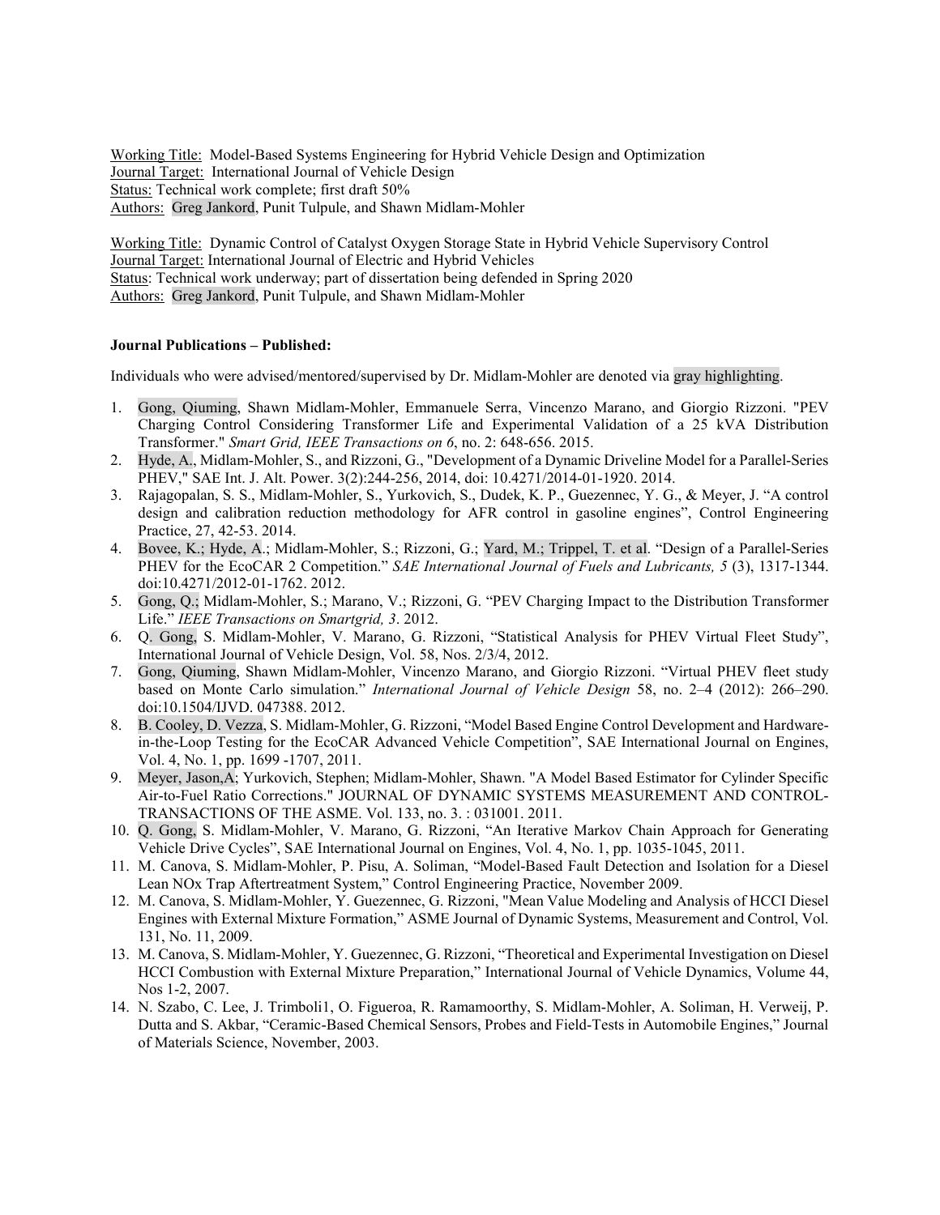Working Title: Model-Based Systems Engineering for Hybrid Vehicle Design and Optimization
Journal Target: International Journal of Vehicle Design
Status: Technical work complete; first draft 50%
Authors: Greg Jankord, Punit Tulpule, and Shawn Midlam-Mohler

Working Title: Dynamic Control of Catalyst Oxygen Storage State in Hybrid Vehicle Supervisory Control
Journal Target: International Journal of Electric and Hybrid Vehicles
Status: Technical work underway; part of dissertation being defended in Spring 2020
Authors: Greg Jankord, Punit Tulpule, and Shawn Midlam-Mohler

**Journal Publications – Published:**

Individuals who were advised/mentored/supervised by Dr. Midlam-Mohler are denoted via gray highlighting.

1. Gong, Qiuming, Shawn Midlam-Mohler, Emmanuele Serra, Vincenzo Marano, and Giorgio Rizzoni. "PEV Charging Control Considering Transformer Life and Experimental Validation of a 25 kVA Distribution Transformer." *Smart Grid, IEEE Transactions on 6*, no. 2: 648-656. 2015.
2. Hyde, A., Midlam-Mohler, S., and Rizzoni, G., "Development of a Dynamic Driveline Model for a Parallel-Series PHEV," SAE Int. J. Alt. Power. 3(2):244-256, 2014, doi: 10.4271/2014-01-1920. 2014.
3. Rajagopalan, S. S., Midlam-Mohler, S., Yurkovich, S., Dudek, K. P., Guezennec, Y. G., & Meyer, J. "A control design and calibration reduction methodology for AFR control in gasoline engines", Control Engineering Practice, 27, 42-53. 2014.
4. Bovee, K.; Hyde, A.; Midlam-Mohler, S.; Rizzoni, G.; Yard, M.; Trippel, T. et al. "Design of a Parallel-Series PHEV for the EcoCAR 2 Competition." *SAE International Journal of Fuels and Lubricants, 5* (3), 1317-1344. doi:10.4271/2012-01-1762. 2012.
5. Gong, Q.; Midlam-Mohler, S.; Marano, V.; Rizzoni, G. "PEV Charging Impact to the Distribution Transformer Life." *IEEE Transactions on Smartgrid, 3*. 2012.
6. Q. Gong, S. Midlam-Mohler, V. Marano, G. Rizzoni, "Statistical Analysis for PHEV Virtual Fleet Study", International Journal of Vehicle Design, Vol. 58, Nos. 2/3/4, 2012.
7. Gong, Qiuming, Shawn Midlam-Mohler, Vincenzo Marano, and Giorgio Rizzoni. "Virtual PHEV fleet study based on Monte Carlo simulation." *International Journal of Vehicle Design* 58, no. 2–4 (2012): 266–290. doi:10.1504/IJVD. 047388. 2012.
8. B. Cooley, D. Vezza, S. Midlam-Mohler, G. Rizzoni, "Model Based Engine Control Development and Hardware-in-the-Loop Testing for the EcoCAR Advanced Vehicle Competition", SAE International Journal on Engines, Vol. 4, No. 1, pp. 1699 -1707, 2011.
9. Meyer, Jason,A; Yurkovich, Stephen; Midlam-Mohler, Shawn. "A Model Based Estimator for Cylinder Specific Air-to-Fuel Ratio Corrections." JOURNAL OF DYNAMIC SYSTEMS MEASUREMENT AND CONTROL-TRANSACTIONS OF THE ASME. Vol. 133, no. 3. : 031001. 2011.
10. Q. Gong, S. Midlam-Mohler, V. Marano, G. Rizzoni, "An Iterative Markov Chain Approach for Generating Vehicle Drive Cycles", SAE International Journal on Engines, Vol. 4, No. 1, pp. 1035-1045, 2011.
11. M. Canova, S. Midlam-Mohler, P. Pisu, A. Soliman, "Model-Based Fault Detection and Isolation for a Diesel Lean NOx Trap Aftertreatment System," Control Engineering Practice, November 2009.
12. M. Canova, S. Midlam-Mohler, Y. Guezennec, G. Rizzoni, "Mean Value Modeling and Analysis of HCCI Diesel Engines with External Mixture Formation," ASME Journal of Dynamic Systems, Measurement and Control, Vol. 131, No. 11, 2009.
13. M. Canova, S. Midlam-Mohler, Y. Guezennec, G. Rizzoni, "Theoretical and Experimental Investigation on Diesel HCCI Combustion with External Mixture Preparation," International Journal of Vehicle Dynamics, Volume 44, Nos 1-2, 2007.
14. N. Szabo, C. Lee, J. Trimboli1, O. Figueroa, R. Ramamoorthy, S. Midlam-Mohler, A. Soliman, H. Verweij, P. Dutta and S. Akbar, "Ceramic-Based Chemical Sensors, Probes and Field-Tests in Automobile Engines," Journal of Materials Science, November, 2003.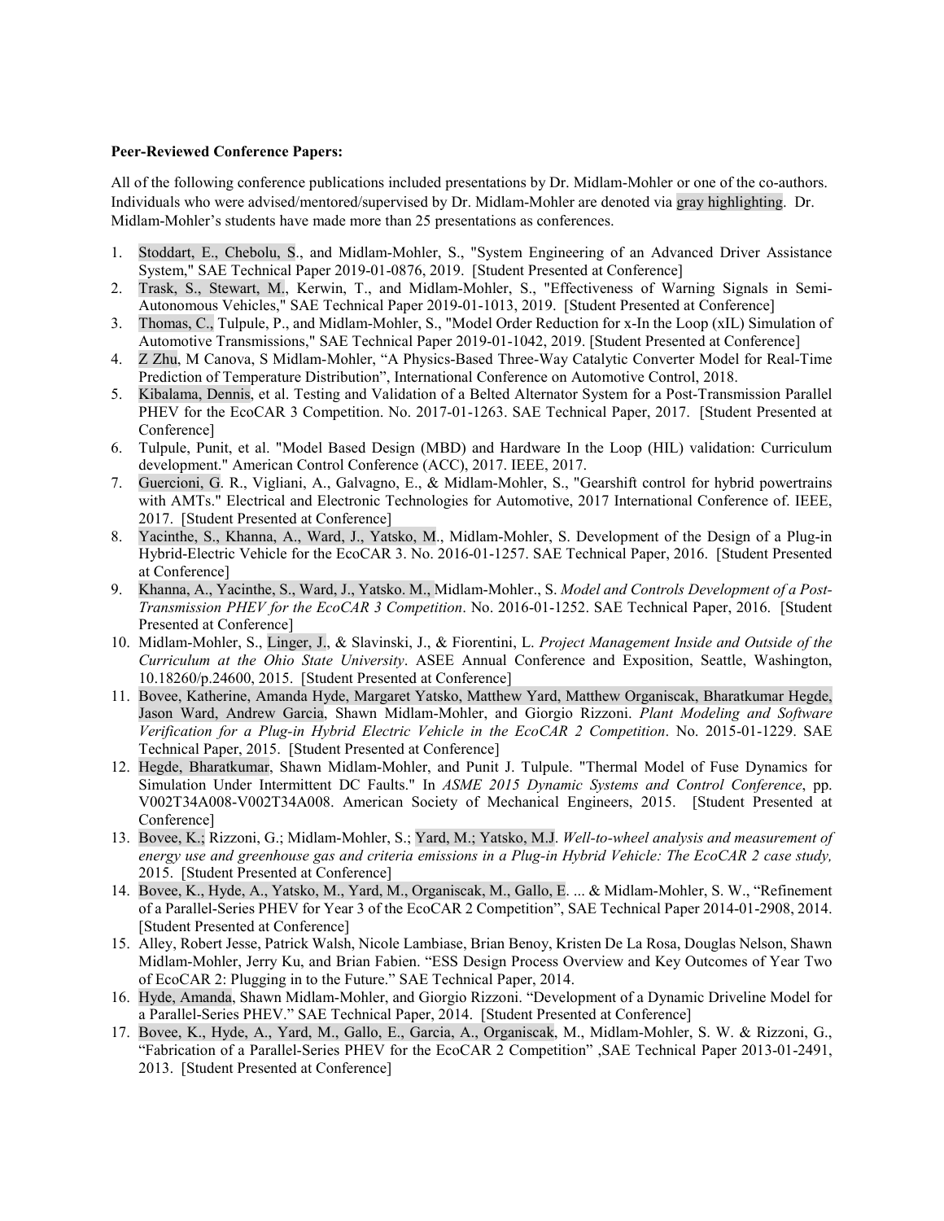**Peer-Reviewed Conference Papers:**

All of the following conference publications included presentations by Dr. Midlam-Mohler or one of the co-authors. Individuals who were advised/mentored/supervised by Dr. Midlam-Mohler are denoted via gray highlighting. Dr. Midlam-Mohler's students have made more than 25 presentations as conferences.

1. Stoddart, E., Chebolu, S., and Midlam-Mohler, S., "System Engineering of an Advanced Driver Assistance System," SAE Technical Paper 2019-01-0876, 2019. [Student Presented at Conference]
2. Trask, S., Stewart, M., Kerwin, T., and Midlam-Mohler, S., "Effectiveness of Warning Signals in Semi-Autonomous Vehicles," SAE Technical Paper 2019-01-1013, 2019. [Student Presented at Conference]
3. Thomas, C., Tulpule, P., and Midlam-Mohler, S., "Model Order Reduction for x-In the Loop (xIL) Simulation of Automotive Transmissions," SAE Technical Paper 2019-01-1042, 2019. [Student Presented at Conference]
4. Z Zhu, M Canova, S Midlam-Mohler, "A Physics-Based Three-Way Catalytic Converter Model for Real-Time Prediction of Temperature Distribution", International Conference on Automotive Control, 2018.
5. Kibalama, Dennis, et al. Testing and Validation of a Belted Alternator System for a Post-Transmission Parallel PHEV for the EcoCAR 3 Competition. No. 2017-01-1263. SAE Technical Paper, 2017. [Student Presented at Conference]
6. Tulpule, Punit, et al. "Model Based Design (MBD) and Hardware In the Loop (HIL) validation: Curriculum development." American Control Conference (ACC), 2017. IEEE, 2017.
7. Guercioni, G. R., Vigliani, A., Galvagno, E., & Midlam-Mohler, S., "Gearshift control for hybrid powertrains with AMTs." Electrical and Electronic Technologies for Automotive, 2017 International Conference of. IEEE, 2017. [Student Presented at Conference]
8. Yacinthe, S., Khanna, A., Ward, J., Yatsko, M., Midlam-Mohler, S. Development of the Design of a Plug-in Hybrid-Electric Vehicle for the EcoCAR 3. No. 2016-01-1257. SAE Technical Paper, 2016. [Student Presented at Conference]
9. Khanna, A., Yacinthe, S., Ward, J., Yatsko. M., Midlam-Mohler., S. *Model and Controls Development of a Post-Transmission PHEV for the EcoCAR 3 Competition*. No. 2016-01-1252. SAE Technical Paper, 2016. [Student Presented at Conference]
10. Midlam-Mohler, S., Linger, J., & Slavinski, J., & Fiorentini, L. *Project Management Inside and Outside of the Curriculum at the Ohio State University*. ASEE Annual Conference and Exposition, Seattle, Washington, 10.18260/p.24600, 2015. [Student Presented at Conference]
11. Bovee, Katherine, Amanda Hyde, Margaret Yatsko, Matthew Yard, Matthew Organiscak, Bharatkumar Hegde, Jason Ward, Andrew Garcia, Shawn Midlam-Mohler, and Giorgio Rizzoni. *Plant Modeling and Software Verification for a Plug-in Hybrid Electric Vehicle in the EcoCAR 2 Competition*. No. 2015-01-1229. SAE Technical Paper, 2015. [Student Presented at Conference]
12. Hegde, Bharatkumar, Shawn Midlam-Mohler, and Punit J. Tulpule. "Thermal Model of Fuse Dynamics for Simulation Under Intermittent DC Faults." In *ASME 2015 Dynamic Systems and Control Conference*, pp. V002T34A008-V002T34A008. American Society of Mechanical Engineers, 2015. [Student Presented at Conference]
13. Bovee, K.; Rizzoni, G.; Midlam-Mohler, S.; Yard, M.; Yatsko, M.J. *Well-to-wheel analysis and measurement of energy use and greenhouse gas and criteria emissions in a Plug-in Hybrid Vehicle: The EcoCAR 2 case study,* 2015. [Student Presented at Conference]
14. Bovee, K., Hyde, A., Yatsko, M., Yard, M., Organiscak, M., Gallo, E. ... & Midlam-Mohler, S. W., "Refinement of a Parallel-Series PHEV for Year 3 of the EcoCAR 2 Competition", SAE Technical Paper 2014-01-2908, 2014. [Student Presented at Conference]
15. Alley, Robert Jesse, Patrick Walsh, Nicole Lambiase, Brian Benoy, Kristen De La Rosa, Douglas Nelson, Shawn Midlam-Mohler, Jerry Ku, and Brian Fabien. "ESS Design Process Overview and Key Outcomes of Year Two of EcoCAR 2: Plugging in to the Future." SAE Technical Paper, 2014.
16. Hyde, Amanda, Shawn Midlam-Mohler, and Giorgio Rizzoni. "Development of a Dynamic Driveline Model for a Parallel-Series PHEV." SAE Technical Paper, 2014. [Student Presented at Conference]
17. Bovee, K., Hyde, A., Yard, M., Gallo, E., Garcia, A., Organiscak, M., Midlam-Mohler, S. W. & Rizzoni, G., "Fabrication of a Parallel-Series PHEV for the EcoCAR 2 Competition" ,SAE Technical Paper 2013-01-2491, 2013. [Student Presented at Conference]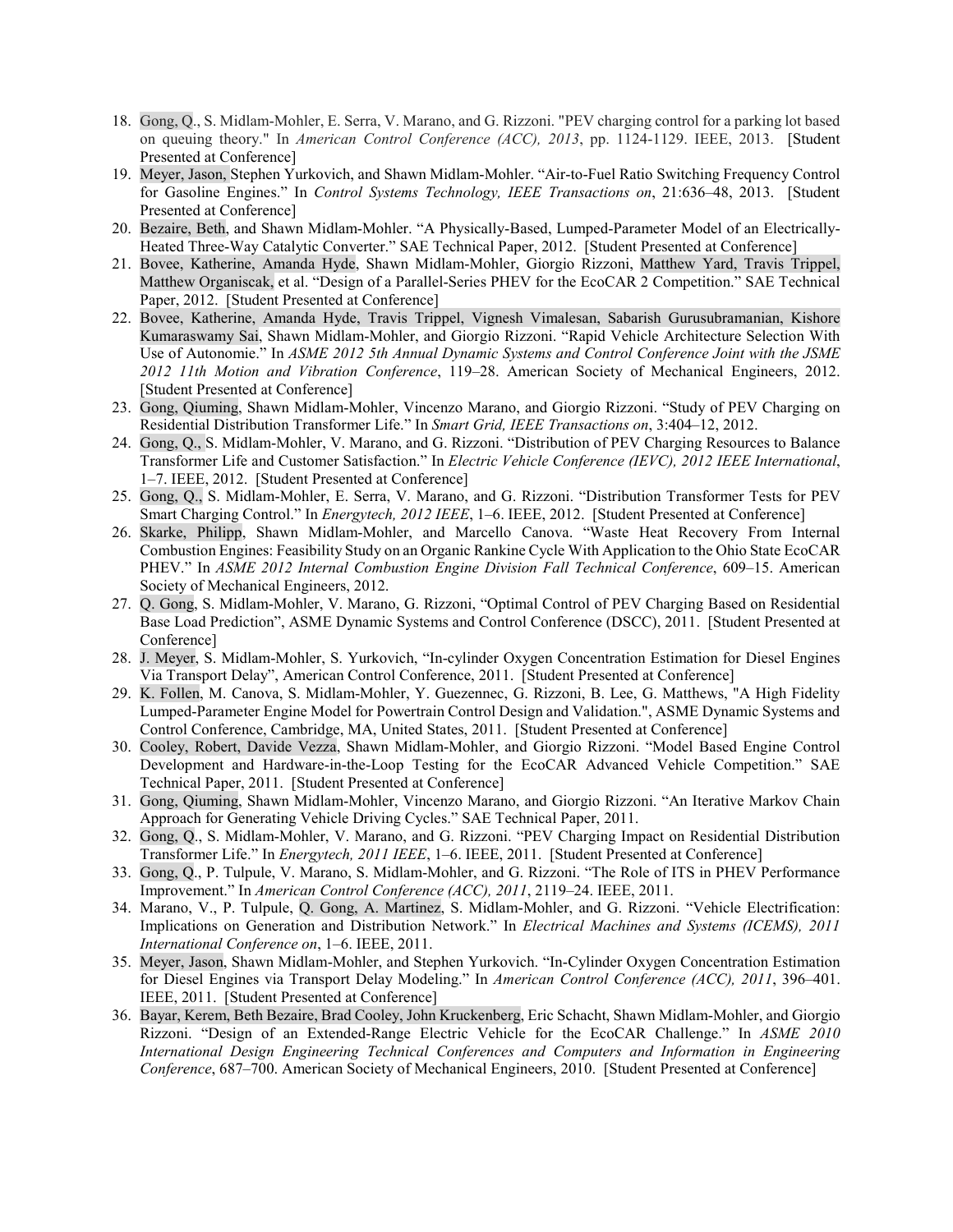18. Gong, Q., S. Midlam-Mohler, E. Serra, V. Marano, and G. Rizzoni. "PEV charging control for a parking lot based on queuing theory." In *American Control Conference (ACC), 2013*, pp. 1124-1129. IEEE, 2013. [Student Presented at Conference]
19. Meyer, Jason, Stephen Yurkovich, and Shawn Midlam-Mohler. "Air-to-Fuel Ratio Switching Frequency Control for Gasoline Engines." In *Control Systems Technology, IEEE Transactions on*, 21:636–48, 2013. [Student Presented at Conference]
20. Bezaire, Beth, and Shawn Midlam-Mohler. "A Physically-Based, Lumped-Parameter Model of an Electrically-Heated Three-Way Catalytic Converter." SAE Technical Paper, 2012. [Student Presented at Conference]
21. Bovee, Katherine, Amanda Hyde, Shawn Midlam-Mohler, Giorgio Rizzoni, Matthew Yard, Travis Trippel, Matthew Organiscak, et al. "Design of a Parallel-Series PHEV for the EcoCAR 2 Competition." SAE Technical Paper, 2012. [Student Presented at Conference]
22. Bovee, Katherine, Amanda Hyde, Travis Trippel, Vignesh Vimalesan, Sabarish Gurusubramanian, Kishore Kumaraswamy Sai, Shawn Midlam-Mohler, and Giorgio Rizzoni. "Rapid Vehicle Architecture Selection With Use of Autonomie." In *ASME 2012 5th Annual Dynamic Systems and Control Conference Joint with the JSME 2012 11th Motion and Vibration Conference*, 119–28. American Society of Mechanical Engineers, 2012. [Student Presented at Conference]
23. Gong, Qiuming, Shawn Midlam-Mohler, Vincenzo Marano, and Giorgio Rizzoni. "Study of PEV Charging on Residential Distribution Transformer Life." In *Smart Grid, IEEE Transactions on*, 3:404–12, 2012.
24. Gong, Q., S. Midlam-Mohler, V. Marano, and G. Rizzoni. "Distribution of PEV Charging Resources to Balance Transformer Life and Customer Satisfaction." In *Electric Vehicle Conference (IEVC), 2012 IEEE International*, 1–7. IEEE, 2012. [Student Presented at Conference]
25. Gong, Q., S. Midlam-Mohler, E. Serra, V. Marano, and G. Rizzoni. "Distribution Transformer Tests for PEV Smart Charging Control." In *Energytech, 2012 IEEE*, 1–6. IEEE, 2012. [Student Presented at Conference]
26. Skarke, Philipp, Shawn Midlam-Mohler, and Marcello Canova. "Waste Heat Recovery From Internal Combustion Engines: Feasibility Study on an Organic Rankine Cycle With Application to the Ohio State EcoCAR PHEV." In *ASME 2012 Internal Combustion Engine Division Fall Technical Conference*, 609–15. American Society of Mechanical Engineers, 2012.
27. Q. Gong, S. Midlam-Mohler, V. Marano, G. Rizzoni, "Optimal Control of PEV Charging Based on Residential Base Load Prediction", ASME Dynamic Systems and Control Conference (DSCC), 2011. [Student Presented at Conference]
28. J. Meyer, S. Midlam-Mohler, S. Yurkovich, "In-cylinder Oxygen Concentration Estimation for Diesel Engines Via Transport Delay", American Control Conference, 2011. [Student Presented at Conference]
29. K. Follen, M. Canova, S. Midlam-Mohler, Y. Guezennec, G. Rizzoni, B. Lee, G. Matthews, "A High Fidelity Lumped-Parameter Engine Model for Powertrain Control Design and Validation.", ASME Dynamic Systems and Control Conference, Cambridge, MA, United States, 2011. [Student Presented at Conference]
30. Cooley, Robert, Davide Vezza, Shawn Midlam-Mohler, and Giorgio Rizzoni. "Model Based Engine Control Development and Hardware-in-the-Loop Testing for the EcoCAR Advanced Vehicle Competition." SAE Technical Paper, 2011. [Student Presented at Conference]
31. Gong, Qiuming, Shawn Midlam-Mohler, Vincenzo Marano, and Giorgio Rizzoni. "An Iterative Markov Chain Approach for Generating Vehicle Driving Cycles." SAE Technical Paper, 2011.
32. Gong, Q., S. Midlam-Mohler, V. Marano, and G. Rizzoni. "PEV Charging Impact on Residential Distribution Transformer Life." In *Energytech, 2011 IEEE*, 1–6. IEEE, 2011. [Student Presented at Conference]
33. Gong, Q., P. Tulpule, V. Marano, S. Midlam-Mohler, and G. Rizzoni. "The Role of ITS in PHEV Performance Improvement." In *American Control Conference (ACC), 2011*, 2119–24. IEEE, 2011.
34. Marano, V., P. Tulpule, Q. Gong, A. Martinez, S. Midlam-Mohler, and G. Rizzoni. "Vehicle Electrification: Implications on Generation and Distribution Network." In *Electrical Machines and Systems (ICEMS), 2011 International Conference on*, 1–6. IEEE, 2011.
35. Meyer, Jason, Shawn Midlam-Mohler, and Stephen Yurkovich. "In-Cylinder Oxygen Concentration Estimation for Diesel Engines via Transport Delay Modeling." In *American Control Conference (ACC), 2011*, 396–401. IEEE, 2011. [Student Presented at Conference]
36. Bayar, Kerem, Beth Bezaire, Brad Cooley, John Kruckenberg, Eric Schacht, Shawn Midlam-Mohler, and Giorgio Rizzoni. "Design of an Extended-Range Electric Vehicle for the EcoCAR Challenge." In *ASME 2010 International Design Engineering Technical Conferences and Computers and Information in Engineering Conference*, 687–700. American Society of Mechanical Engineers, 2010. [Student Presented at Conference]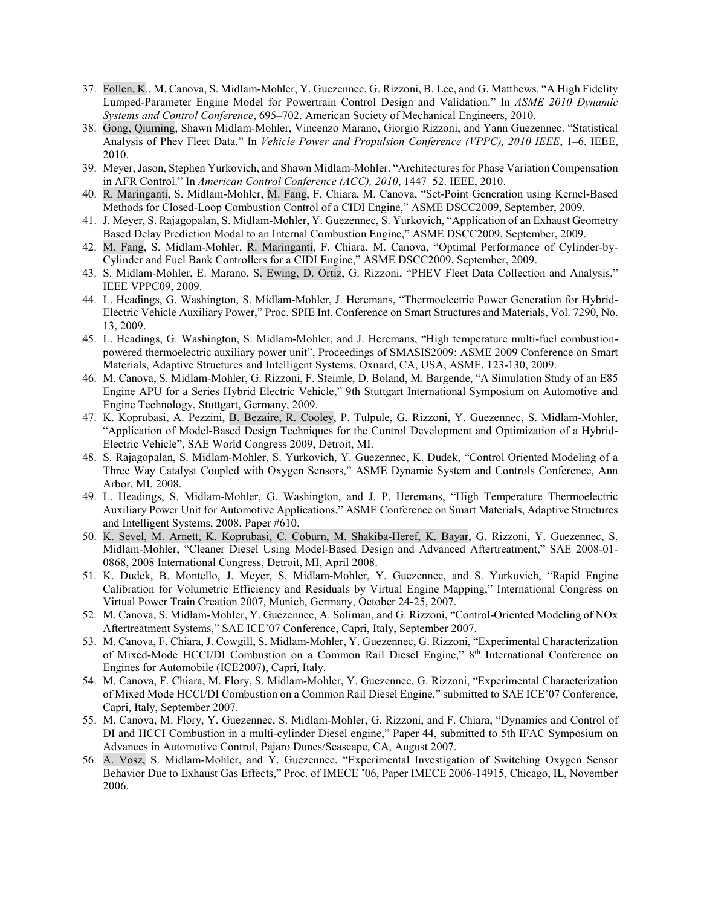37. Follen, K., M. Canova, S. Midlam-Mohler, Y. Guezennec, G. Rizzoni, B. Lee, and G. Matthews. "A High Fidelity Lumped-Parameter Engine Model for Powertrain Control Design and Validation." In *ASME 2010 Dynamic Systems and Control Conference*, 695–702. American Society of Mechanical Engineers, 2010.
38. Gong, Qiuming, Shawn Midlam-Mohler, Vincenzo Marano, Giorgio Rizzoni, and Yann Guezennec. "Statistical Analysis of Phev Fleet Data." In *Vehicle Power and Propulsion Conference (VPPC), 2010 IEEE*, 1–6. IEEE, 2010.
39. Meyer, Jason, Stephen Yurkovich, and Shawn Midlam-Mohler. "Architectures for Phase Variation Compensation in AFR Control." In *American Control Conference (ACC), 2010*, 1447–52. IEEE, 2010.
40. R. Maringanti, S. Midlam-Mohler, M. Fang, F. Chiara, M. Canova, "Set-Point Generation using Kernel-Based Methods for Closed-Loop Combustion Control of a CIDI Engine," ASME DSCC2009, September, 2009.
41. J. Meyer, S. Rajagopalan, S. Midlam-Mohler, Y. Guezennec, S. Yurkovich, "Application of an Exhaust Geometry Based Delay Prediction Modal to an Internal Combustion Engine," ASME DSCC2009, September, 2009.
42. M. Fang, S. Midlam-Mohler, R. Maringanti, F. Chiara, M. Canova, "Optimal Performance of Cylinder-by-Cylinder and Fuel Bank Controllers for a CIDI Engine," ASME DSCC2009, September, 2009.
43. S. Midlam-Mohler, E. Marano, S. Ewing, D. Ortiz, G. Rizzoni, "PHEV Fleet Data Collection and Analysis," IEEE VPPC09, 2009.
44. L. Headings, G. Washington, S. Midlam-Mohler, J. Heremans, "Thermoelectric Power Generation for Hybrid-Electric Vehicle Auxiliary Power," Proc. SPIE Int. Conference on Smart Structures and Materials, Vol. 7290, No. 13, 2009.
45. L. Headings, G. Washington, S. Midlam-Mohler, and J. Heremans, "High temperature multi-fuel combustion-powered thermoelectric auxiliary power unit", Proceedings of SMASIS2009: ASME 2009 Conference on Smart Materials, Adaptive Structures and Intelligent Systems, Oxnard, CA, USA, ASME, 123-130, 2009.
46. M. Canova, S. Midlam-Mohler, G. Rizzoni, F. Steimle, D. Boland, M. Bargende, "A Simulation Study of an E85 Engine APU for a Series Hybrid Electric Vehicle," 9th Stuttgart International Symposium on Automotive and Engine Technology, Stuttgart, Germany, 2009.
47. K. Koprubasi, A. Pezzini, B. Bezaire, R. Cooley, P. Tulpule, G. Rizzoni, Y. Guezennec, S. Midlam-Mohler, "Application of Model-Based Design Techniques for the Control Development and Optimization of a Hybrid-Electric Vehicle", SAE World Congress 2009, Detroit, MI.
48. S. Rajagopalan, S. Midlam-Mohler, S. Yurkovich, Y. Guezennec, K. Dudek, "Control Oriented Modeling of a Three Way Catalyst Coupled with Oxygen Sensors," ASME Dynamic System and Controls Conference, Ann Arbor, MI, 2008.
49. L. Headings, S. Midlam-Mohler, G. Washington, and J. P. Heremans, "High Temperature Thermoelectric Auxiliary Power Unit for Automotive Applications," ASME Conference on Smart Materials, Adaptive Structures and Intelligent Systems, 2008, Paper #610.
50. K. Sevel, M. Arnett, K. Koprubasi, C. Coburn, M. Shakiba-Heref, K. Bayar, G. Rizzoni, Y. Guezennec, S. Midlam-Mohler, "Cleaner Diesel Using Model-Based Design and Advanced Aftertreatment," SAE 2008-01-0868, 2008 International Congress, Detroit, MI, April 2008.
51. K. Dudek, B. Montello, J. Meyer, S. Midlam-Mohler, Y. Guezennec, and S. Yurkovich, "Rapid Engine Calibration for Volumetric Efficiency and Residuals by Virtual Engine Mapping," International Congress on Virtual Power Train Creation 2007, Munich, Germany, October 24-25, 2007.
52. M. Canova, S. Midlam-Mohler, Y. Guezennec, A. Soliman, and G. Rizzoni, "Control-Oriented Modeling of NOx Aftertreatment Systems," SAE ICE'07 Conference, Capri, Italy, September 2007.
53. M. Canova, F. Chiara, J. Cowgill, S. Midlam-Mohler, Y. Guezennec, G. Rizzoni, "Experimental Characterization of Mixed-Mode HCCI/DI Combustion on a Common Rail Diesel Engine," 8th International Conference on Engines for Automobile (ICE2007), Capri, Italy.
54. M. Canova, F. Chiara, M. Flory, S. Midlam-Mohler, Y. Guezennec, G. Rizzoni, "Experimental Characterization of Mixed Mode HCCI/DI Combustion on a Common Rail Diesel Engine," submitted to SAE ICE'07 Conference, Capri, Italy, September 2007.
55. M. Canova, M. Flory, Y. Guezennec, S. Midlam-Mohler, G. Rizzoni, and F. Chiara, "Dynamics and Control of DI and HCCI Combustion in a multi-cylinder Diesel engine," Paper 44, submitted to 5th IFAC Symposium on Advances in Automotive Control, Pajaro Dunes/Seascape, CA, August 2007.
56. A. Vosz, S. Midlam-Mohler, and Y. Guezennec, "Experimental Investigation of Switching Oxygen Sensor Behavior Due to Exhaust Gas Effects," Proc. of IMECE '06, Paper IMECE 2006-14915, Chicago, IL, November 2006.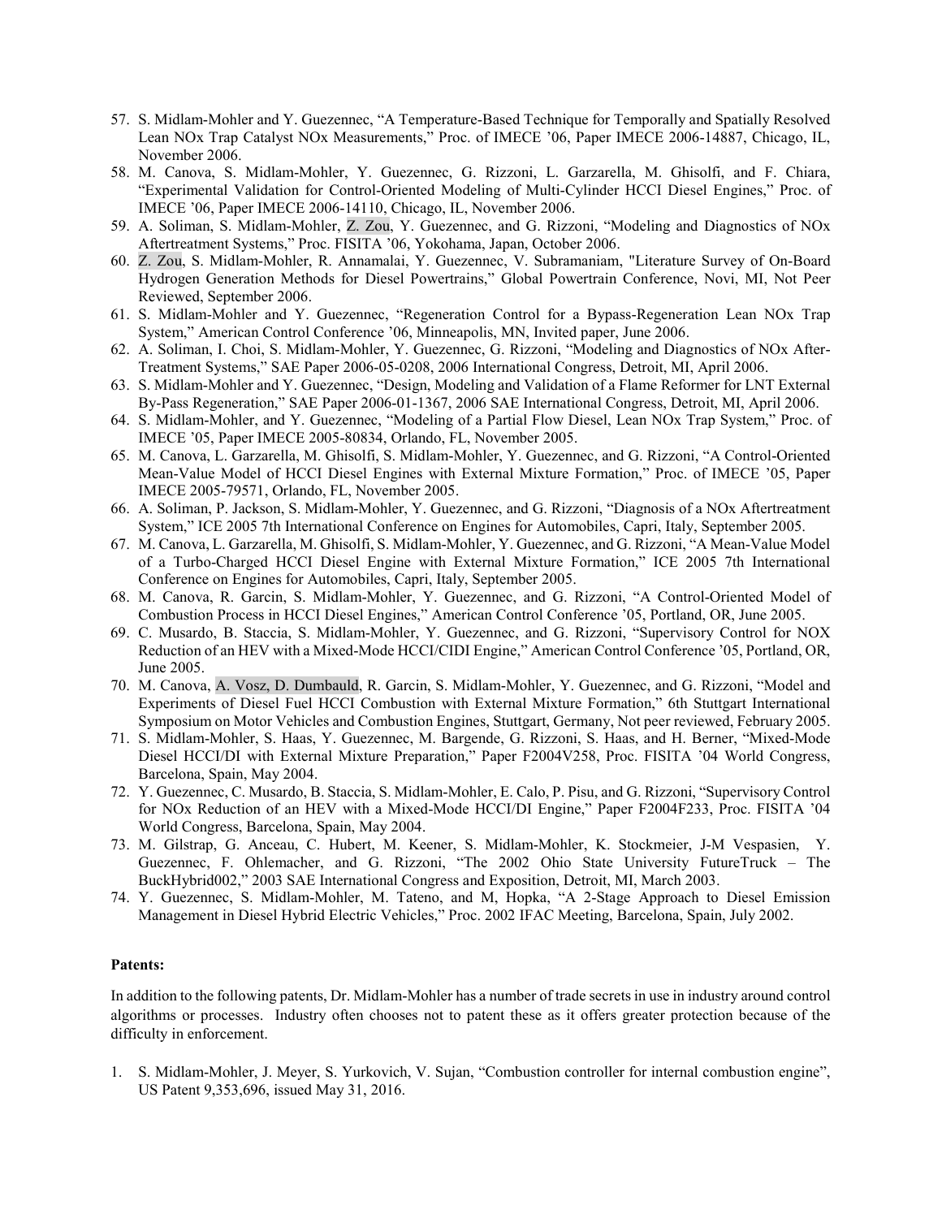57. S. Midlam-Mohler and Y. Guezennec, “A Temperature-Based Technique for Temporally and Spatially Resolved Lean NOx Trap Catalyst NOx Measurements,” Proc. of IMECE ’06, Paper IMECE 2006-14887, Chicago, IL, November 2006.
58. M. Canova, S. Midlam-Mohler, Y. Guezennec, G. Rizzoni, L. Garzarella, M. Ghisolfi, and F. Chiara, “Experimental Validation for Control-Oriented Modeling of Multi-Cylinder HCCI Diesel Engines,” Proc. of IMECE ’06, Paper IMECE 2006-14110, Chicago, IL, November 2006.
59. A. Soliman, S. Midlam-Mohler, Z. Zou, Y. Guezennec, and G. Rizzoni, “Modeling and Diagnostics of NOx Aftertreatment Systems,” Proc. FISITA ’06, Yokohama, Japan, October 2006.
60. Z. Zou, S. Midlam-Mohler, R. Annamalai, Y. Guezennec, V. Subramaniam, "Literature Survey of On-Board Hydrogen Generation Methods for Diesel Powertrains," Global Powertrain Conference, Novi, MI, Not Peer Reviewed, September 2006.
61. S. Midlam-Mohler and Y. Guezennec, “Regeneration Control for a Bypass-Regeneration Lean NOx Trap System,” American Control Conference ’06, Minneapolis, MN, Invited paper, June 2006.
62. A. Soliman, I. Choi, S. Midlam-Mohler, Y. Guezennec, G. Rizzoni, “Modeling and Diagnostics of NOx After-Treatment Systems,” SAE Paper 2006-05-0208, 2006 International Congress, Detroit, MI, April 2006.
63. S. Midlam-Mohler and Y. Guezennec, “Design, Modeling and Validation of a Flame Reformer for LNT External By-Pass Regeneration,” SAE Paper 2006-01-1367, 2006 SAE International Congress, Detroit, MI, April 2006.
64. S. Midlam-Mohler, and Y. Guezennec, “Modeling of a Partial Flow Diesel, Lean NOx Trap System,” Proc. of IMECE ’05, Paper IMECE 2005-80834, Orlando, FL, November 2005.
65. M. Canova, L. Garzarella, M. Ghisolfi, S. Midlam-Mohler, Y. Guezennec, and G. Rizzoni, “A Control-Oriented Mean-Value Model of HCCI Diesel Engines with External Mixture Formation,” Proc. of IMECE ’05, Paper IMECE 2005-79571, Orlando, FL, November 2005.
66. A. Soliman, P. Jackson, S. Midlam-Mohler, Y. Guezennec, and G. Rizzoni, “Diagnosis of a NOx Aftertreatment System,” ICE 2005 7th International Conference on Engines for Automobiles, Capri, Italy, September 2005.
67. M. Canova, L. Garzarella, M. Ghisolfi, S. Midlam-Mohler, Y. Guezennec, and G. Rizzoni, “A Mean-Value Model of a Turbo-Charged HCCI Diesel Engine with External Mixture Formation,” ICE 2005 7th International Conference on Engines for Automobiles, Capri, Italy, September 2005.
68. M. Canova, R. Garcin, S. Midlam-Mohler, Y. Guezennec, and G. Rizzoni, “A Control-Oriented Model of Combustion Process in HCCI Diesel Engines,” American Control Conference ’05, Portland, OR, June 2005.
69. C. Musardo, B. Staccia, S. Midlam-Mohler, Y. Guezennec, and G. Rizzoni, “Supervisory Control for NOX Reduction of an HEV with a Mixed-Mode HCCI/CIDI Engine,” American Control Conference ’05, Portland, OR, June 2005.
70. M. Canova, A. Vosz, D. Dumbauld, R. Garcin, S. Midlam-Mohler, Y. Guezennec, and G. Rizzoni, “Model and Experiments of Diesel Fuel HCCI Combustion with External Mixture Formation,” 6th Stuttgart International Symposium on Motor Vehicles and Combustion Engines, Stuttgart, Germany, Not peer reviewed, February 2005.
71. S. Midlam-Mohler, S. Haas, Y. Guezennec, M. Bargende, G. Rizzoni, S. Haas, and H. Berner, “Mixed-Mode Diesel HCCI/DI with External Mixture Preparation,” Paper F2004V258, Proc. FISITA ’04 World Congress, Barcelona, Spain, May 2004.
72. Y. Guezennec, C. Musardo, B. Staccia, S. Midlam-Mohler, E. Calo, P. Pisu, and G. Rizzoni, “Supervisory Control for NOx Reduction of an HEV with a Mixed-Mode HCCI/DI Engine,” Paper F2004F233, Proc. FISITA ’04 World Congress, Barcelona, Spain, May 2004.
73. M. Gilstrap, G. Anceau, C. Hubert, M. Keener, S. Midlam-Mohler, K. Stockmeier, J-M Vespasien, Y. Guezennec, F. Ohlemacher, and G. Rizzoni, “The 2002 Ohio State University FutureTruck – The BuckHybrid002,” 2003 SAE International Congress and Exposition, Detroit, MI, March 2003.
74. Y. Guezennec, S. Midlam-Mohler, M. Tateno, and M, Hopka, “A 2-Stage Approach to Diesel Emission Management in Diesel Hybrid Electric Vehicles,” Proc. 2002 IFAC Meeting, Barcelona, Spain, July 2002.

**Patents:**

In addition to the following patents, Dr. Midlam-Mohler has a number of trade secrets in use in industry around control algorithms or processes. Industry often chooses not to patent these as it offers greater protection because of the difficulty in enforcement.

1. S. Midlam-Mohler, J. Meyer, S. Yurkovich, V. Sujan, “Combustion controller for internal combustion engine”, US Patent 9,353,696, issued May 31, 2016.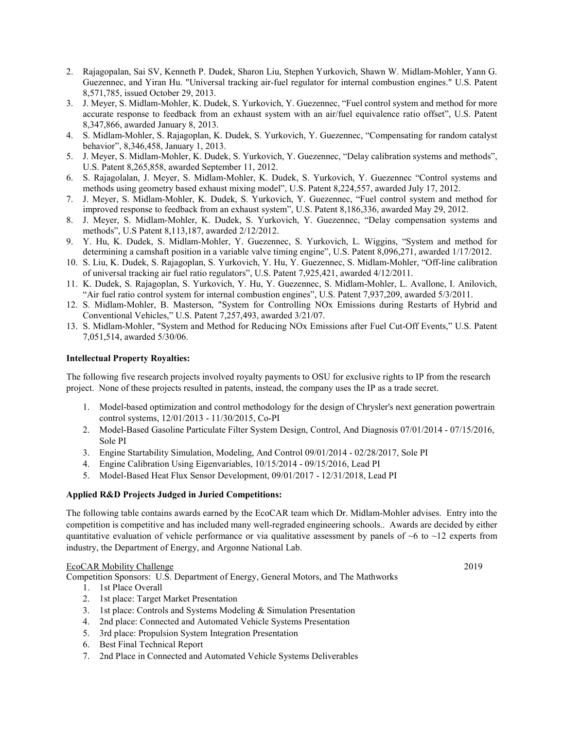2. Rajagopalan, Sai SV, Kenneth P. Dudek, Sharon Liu, Stephen Yurkovich, Shawn W. Midlam-Mohler, Yann G. Guezennec, and Yiran Hu. "Universal tracking air-fuel regulator for internal combustion engines." U.S. Patent 8,571,785, issued October 29, 2013.
3. J. Meyer, S. Midlam-Mohler, K. Dudek, S. Yurkovich, Y. Guezennec, "Fuel control system and method for more accurate response to feedback from an exhaust system with an air/fuel equivalence ratio offset", U.S. Patent 8,347,866, awarded January 8, 2013.
4. S. Midlam-Mohler, S. Rajagoplan, K. Dudek, S. Yurkovich, Y. Guezennec, "Compensating for random catalyst behavior", 8,346,458, January 1, 2013.
5. J. Meyer, S. Midlam-Mohler, K. Dudek, S. Yurkovich, Y. Guezennec, "Delay calibration systems and methods", U.S. Patent 8,265,858, awarded September 11, 2012.
6. S. Rajagolalan, J. Meyer, S. Midlam-Mohler, K. Dudek, S. Yurkovich, Y. Guezennec "Control systems and methods using geometry based exhaust mixing model", U.S. Patent 8,224,557, awarded July 17, 2012.
7. J. Meyer, S. Midlam-Mohler, K. Dudek, S. Yurkovich, Y. Guezennec, "Fuel control system and method for improved response to feedback from an exhaust system", U.S. Patent 8,186,336, awarded May 29, 2012.
8. J. Meyer, S. Midlam-Mohler, K. Dudek, S. Yurkovich, Y. Guezennec, "Delay compensation systems and methods", U.S Patent 8,113,187, awarded 2/12/2012.
9. Y. Hu, K. Dudek, S. Midlam-Mohler, Y. Guezennec, S. Yurkovich, L. Wiggins, "System and method for determining a camshaft position in a variable valve timing engine", U.S. Patent 8,096,271, awarded 1/17/2012.
10. S. Liu, K. Dudek, S. Rajagoplan, S. Yurkovich, Y. Hu, Y. Guezennec, S. Midlam-Mohler, "Off-line calibration of universal tracking air fuel ratio regulators", U.S. Patent 7,925,421, awarded 4/12/2011.
11. K. Dudek, S. Rajagoplan, S. Yurkovich, Y. Hu, Y. Guezennec, S. Midlam-Mohler, L. Avallone, I. Anilovich, "Air fuel ratio control system for internal combustion engines", U.S. Patent 7,937,209, awarded 5/3/2011.
12. S. Midlam-Mohler, B. Masterson, "System for Controlling NOx Emissions during Restarts of Hybrid and Conventional Vehicles," U.S. Patent 7,257,493, awarded 3/21/07.
13. S. Midlam-Mohler, "System and Method for Reducing NOx Emissions after Fuel Cut-Off Events," U.S. Patent 7,051,514, awarded 5/30/06.

**Intellectual Property Royalties:**

The following five research projects involved royalty payments to OSU for exclusive rights to IP from the research project. None of these projects resulted in patents, instead, the company uses the IP as a trade secret.

1. Model-based optimization and control methodology for the design of Chrysler's next generation powertrain control systems, 12/01/2013 - 11/30/2015, Co-PI
2. Model-Based Gasoline Particulate Filter System Design, Control, And Diagnosis 07/01/2014 - 07/15/2016, Sole PI
3. Engine Startability Simulation, Modeling, And Control 09/01/2014 - 02/28/2017, Sole PI
4. Engine Calibration Using Eigenvariables, 10/15/2014 - 09/15/2016, Lead PI
5. Model-Based Heat Flux Sensor Development, 09/01/2017 - 12/31/2018, Lead PI

**Applied R&D Projects Judged in Juried Competitions:**

The following table contains awards earned by the EcoCAR team which Dr. Midlam-Mohler advises. Entry into the competition is competitive and has included many well-regraded engineering schools.. Awards are decided by either quantitative evaluation of vehicle performance or via qualitative assessment by panels of ~6 to ~12 experts from industry, the Department of Energy, and Argonne National Lab.

EcoCAR Mobility Challenge 2019

Competition Sponsors: U.S. Department of Energy, General Motors, and The Mathworks

1. 1st Place Overall
2. 1st place: Target Market Presentation
3. 1st place: Controls and Systems Modeling & Simulation Presentation
4. 2nd place: Connected and Automated Vehicle Systems Presentation
5. 3rd place: Propulsion System Integration Presentation
6. Best Final Technical Report
7. 2nd Place in Connected and Automated Vehicle Systems Deliverables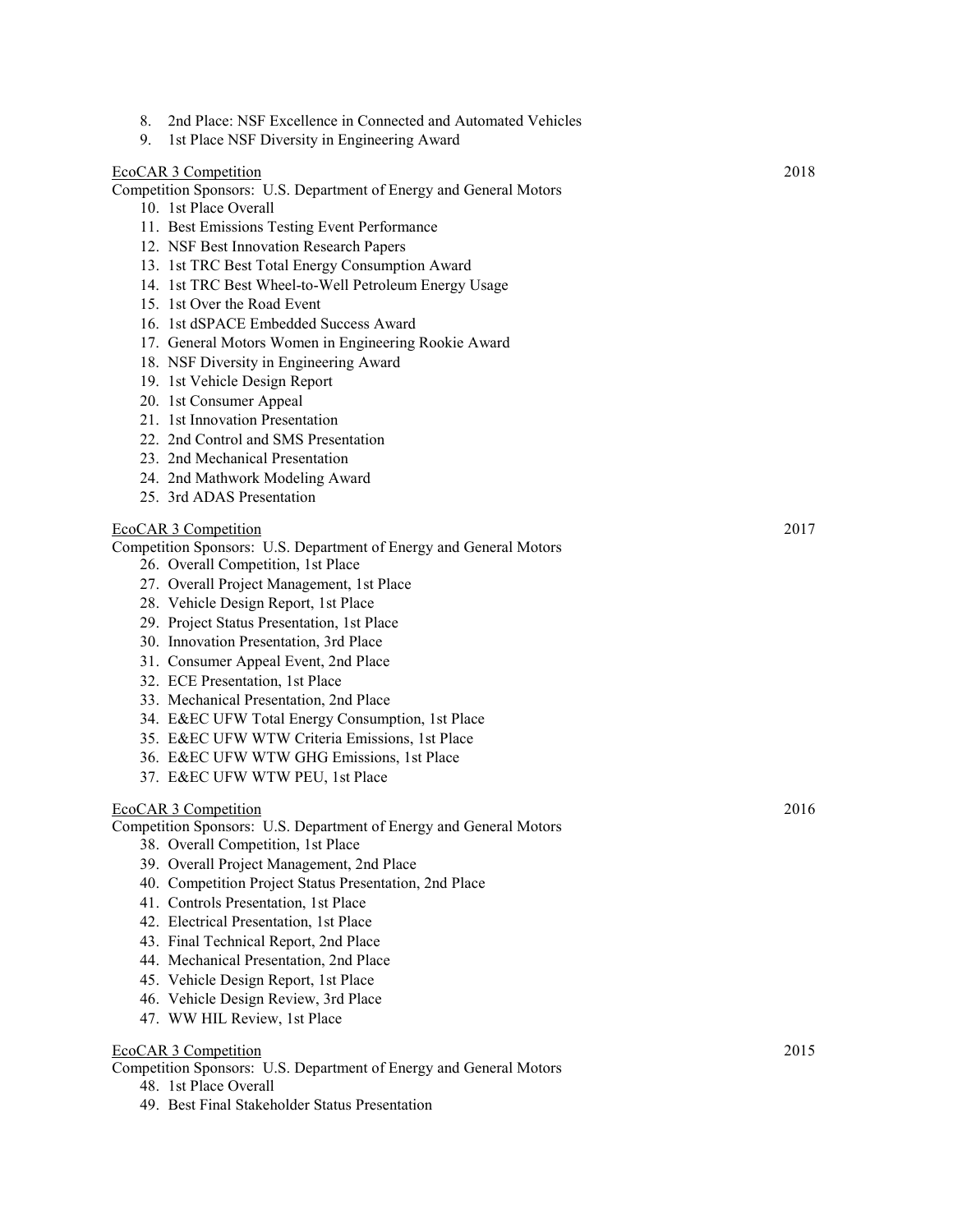8. 2nd Place: NSF Excellence in Connected and Automated Vehicles
9. 1st Place NSF Diversity in Engineering Award

<u>EcoCAR 3 Competition</u> 2018

Competition Sponsors: U.S. Department of Energy and General Motors

10. 1st Place Overall
11. Best Emissions Testing Event Performance
12. NSF Best Innovation Research Papers
13. 1st TRC Best Total Energy Consumption Award
14. 1st TRC Best Wheel-to-Well Petroleum Energy Usage
15. 1st Over the Road Event
16. 1st dSPACE Embedded Success Award
17. General Motors Women in Engineering Rookie Award
18. NSF Diversity in Engineering Award
19. 1st Vehicle Design Report
20. 1st Consumer Appeal
21. 1st Innovation Presentation
22. 2nd Control and SMS Presentation
23. 2nd Mechanical Presentation
24. 2nd Mathwork Modeling Award
25. 3rd ADAS Presentation

<u>EcoCAR 3 Competition</u> 2017

Competition Sponsors: U.S. Department of Energy and General Motors

26. Overall Competition, 1st Place
27. Overall Project Management, 1st Place
28. Vehicle Design Report, 1st Place
29. Project Status Presentation, 1st Place
30. Innovation Presentation, 3rd Place
31. Consumer Appeal Event, 2nd Place
32. ECE Presentation, 1st Place
33. Mechanical Presentation, 2nd Place
34. E&EC UFW Total Energy Consumption, 1st Place
35. E&EC UFW WTW Criteria Emissions, 1st Place
36. E&EC UFW WTW GHG Emissions, 1st Place
37. E&EC UFW WTW PEU, 1st Place

<u>EcoCAR 3 Competition</u> 2016

Competition Sponsors: U.S. Department of Energy and General Motors

38. Overall Competition, 1st Place
39. Overall Project Management, 2nd Place
40. Competition Project Status Presentation, 2nd Place
41. Controls Presentation, 1st Place
42. Electrical Presentation, 1st Place
43. Final Technical Report, 2nd Place
44. Mechanical Presentation, 2nd Place
45. Vehicle Design Report, 1st Place
46. Vehicle Design Review, 3rd Place
47. WW HIL Review, 1st Place

<u>EcoCAR 3 Competition</u> 2015

Competition Sponsors: U.S. Department of Energy and General Motors

48. 1st Place Overall
49. Best Final Stakeholder Status Presentation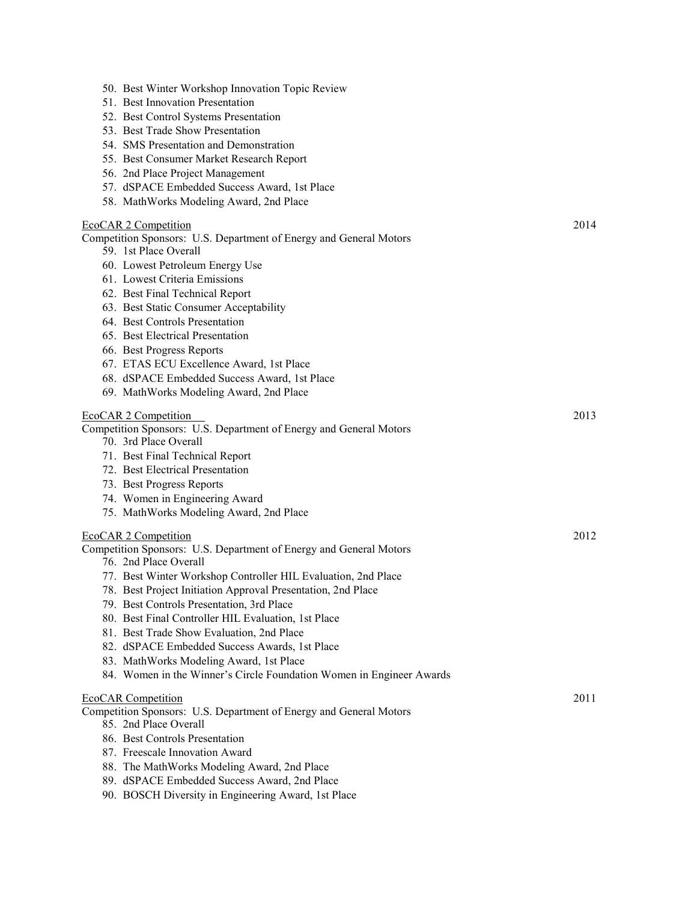50. Best Winter Workshop Innovation Topic Review
51. Best Innovation Presentation
52. Best Control Systems Presentation
53. Best Trade Show Presentation
54. SMS Presentation and Demonstration
55. Best Consumer Market Research Report
56. 2nd Place Project Management
57. dSPACE Embedded Success Award, 1st Place
58. MathWorks Modeling Award, 2nd Place

<u>EcoCAR 2 Competition</u> — 2014

Competition Sponsors: U.S. Department of Energy and General Motors

59. 1st Place Overall
60. Lowest Petroleum Energy Use
61. Lowest Criteria Emissions
62. Best Final Technical Report
63. Best Static Consumer Acceptability
64. Best Controls Presentation
65. Best Electrical Presentation
66. Best Progress Reports
67. ETAS ECU Excellence Award, 1st Place
68. dSPACE Embedded Success Award, 1st Place
69. MathWorks Modeling Award, 2nd Place

<u>EcoCAR 2 Competition</u> — 2013

Competition Sponsors: U.S. Department of Energy and General Motors

70. 3rd Place Overall
71. Best Final Technical Report
72. Best Electrical Presentation
73. Best Progress Reports
74. Women in Engineering Award
75. MathWorks Modeling Award, 2nd Place

<u>EcoCAR 2 Competition</u> — 2012

Competition Sponsors: U.S. Department of Energy and General Motors

76. 2nd Place Overall
77. Best Winter Workshop Controller HIL Evaluation, 2nd Place
78. Best Project Initiation Approval Presentation, 2nd Place
79. Best Controls Presentation, 3rd Place
80. Best Final Controller HIL Evaluation, 1st Place
81. Best Trade Show Evaluation, 2nd Place
82. dSPACE Embedded Success Awards, 1st Place
83. MathWorks Modeling Award, 1st Place
84. Women in the Winner's Circle Foundation Women in Engineer Awards

<u>EcoCAR Competition</u> — 2011

Competition Sponsors: U.S. Department of Energy and General Motors

85. 2nd Place Overall
86. Best Controls Presentation
87. Freescale Innovation Award
88. The MathWorks Modeling Award, 2nd Place
89. dSPACE Embedded Success Award, 2nd Place
90. BOSCH Diversity in Engineering Award, 1st Place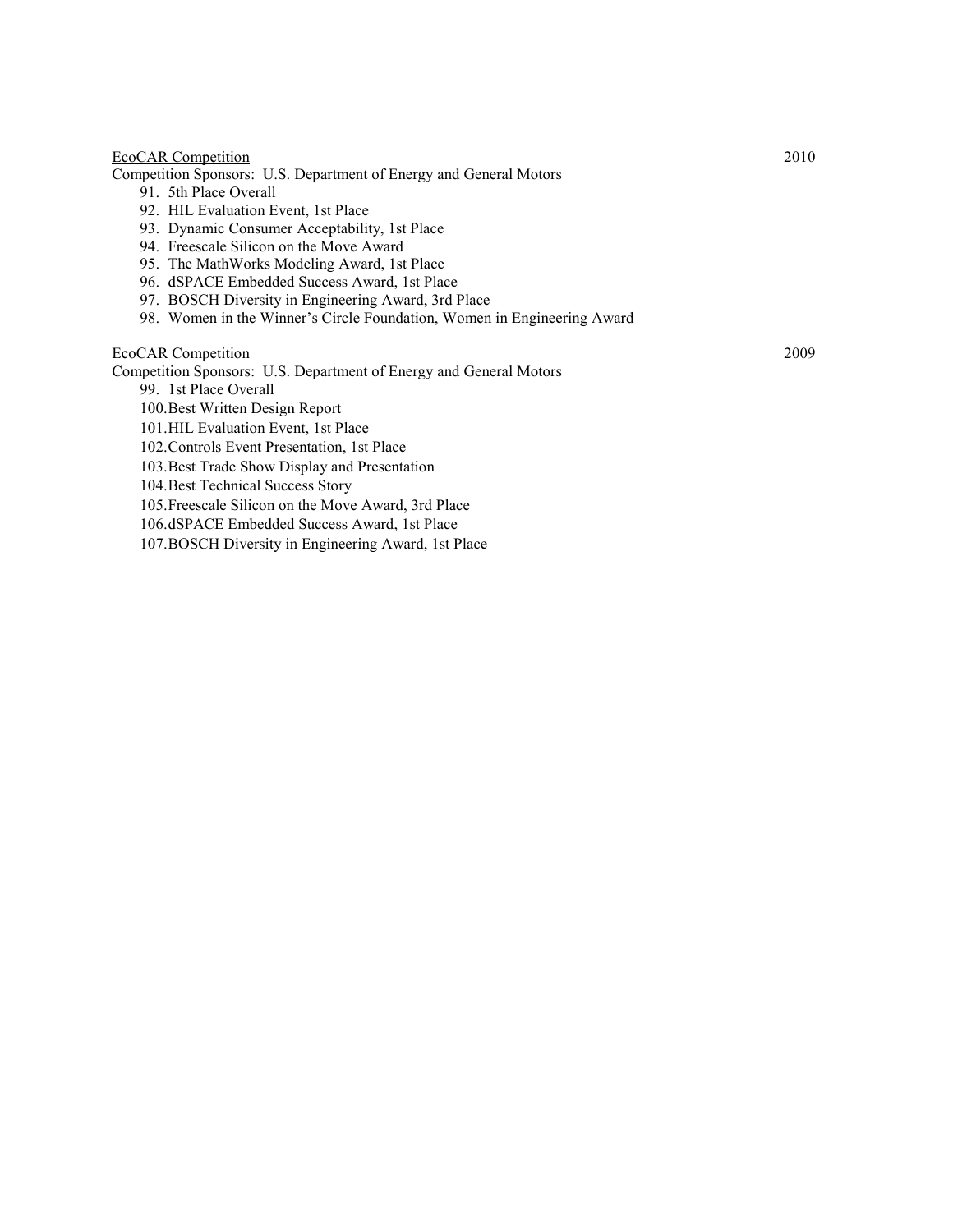<u>EcoCAR Competition</u> 2010

Competition Sponsors: U.S. Department of Energy and General Motors

91. 5th Place Overall
92. HIL Evaluation Event, 1st Place
93. Dynamic Consumer Acceptability, 1st Place
94. Freescale Silicon on the Move Award
95. The MathWorks Modeling Award, 1st Place
96. dSPACE Embedded Success Award, 1st Place
97. BOSCH Diversity in Engineering Award, 3rd Place
98. Women in the Winner's Circle Foundation, Women in Engineering Award

<u>EcoCAR Competition</u> 2009

Competition Sponsors: U.S. Department of Energy and General Motors

99. 1st Place Overall
100. Best Written Design Report
101. HIL Evaluation Event, 1st Place
102. Controls Event Presentation, 1st Place
103. Best Trade Show Display and Presentation
104. Best Technical Success Story
105. Freescale Silicon on the Move Award, 3rd Place
106. dSPACE Embedded Success Award, 1st Place
107. BOSCH Diversity in Engineering Award, 1st Place